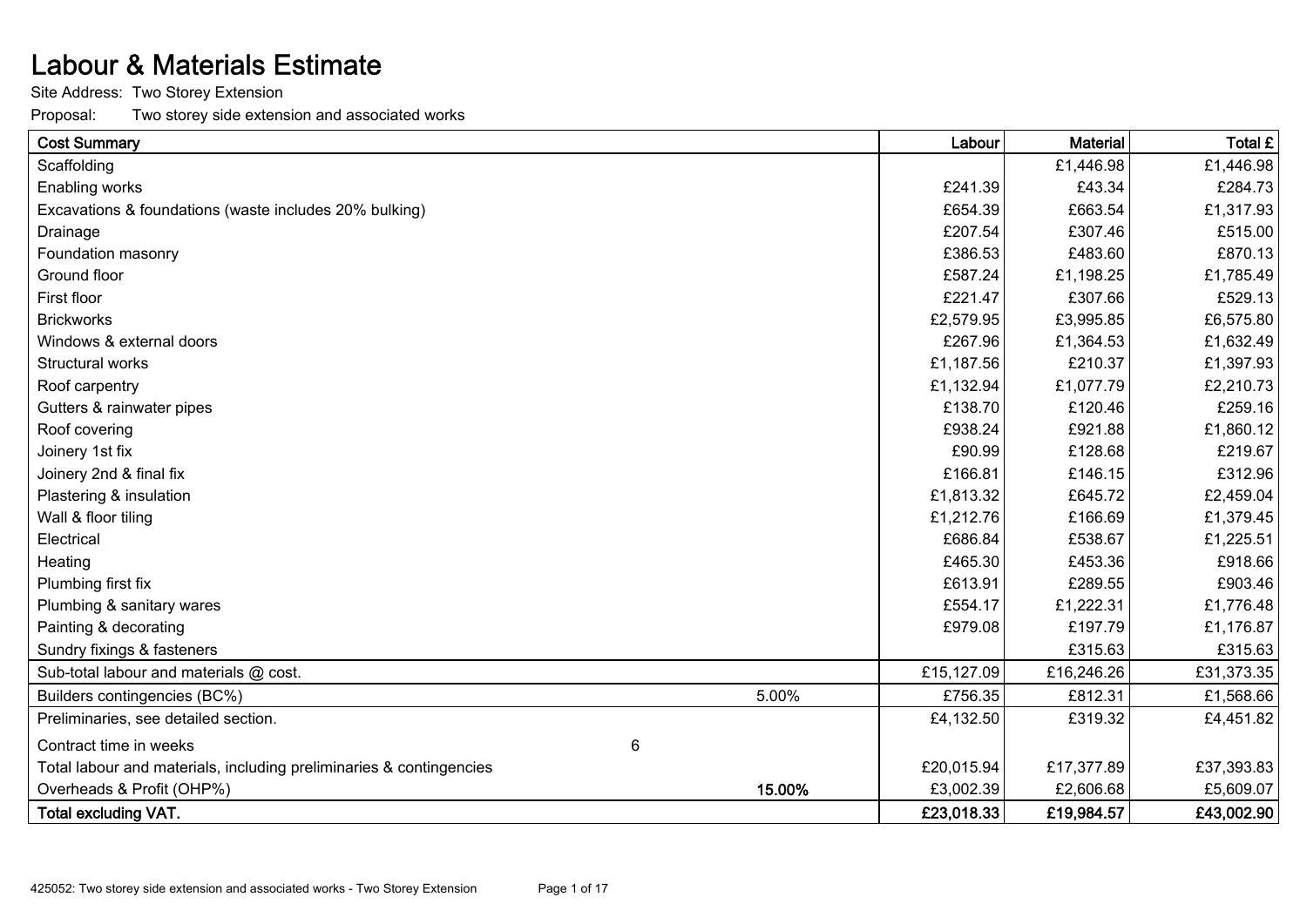# Labour & Materials Estimate

Site Address: Two Storey Extension

Proposal: Two storey side extension and associated works

| Cost Summary | | | Labour | Material | Total £ |
|---|---|---|---|---|---|
| Scaffolding | | | | £1,446.98 | £1,446.98 |
| Enabling works | | | £241.39 | £43.34 | £284.73 |
| Excavations & foundations (waste includes 20% bulking) | | | £654.39 | £663.54 | £1,317.93 |
| Drainage | | | £207.54 | £307.46 | £515.00 |
| Foundation masonry | | | £386.53 | £483.60 | £870.13 |
| Ground floor | | | £587.24 | £1,198.25 | £1,785.49 |
| First floor | | | £221.47 | £307.66 | £529.13 |
| Brickworks | | | £2,579.95 | £3,995.85 | £6,575.80 |
| Windows & external doors | | | £267.96 | £1,364.53 | £1,632.49 |
| Structural works | | | £1,187.56 | £210.37 | £1,397.93 |
| Roof carpentry | | | £1,132.94 | £1,077.79 | £2,210.73 |
| Gutters & rainwater pipes | | | £138.70 | £120.46 | £259.16 |
| Roof covering | | | £938.24 | £921.88 | £1,860.12 |
| Joinery 1st fix | | | £90.99 | £128.68 | £219.67 |
| Joinery 2nd & final fix | | | £166.81 | £146.15 | £312.96 |
| Plastering & insulation | | | £1,813.32 | £645.72 | £2,459.04 |
| Wall & floor tiling | | | £1,212.76 | £166.69 | £1,379.45 |
| Electrical | | | £686.84 | £538.67 | £1,225.51 |
| Heating | | | £465.30 | £453.36 | £918.66 |
| Plumbing first fix | | | £613.91 | £289.55 | £903.46 |
| Plumbing & sanitary wares | | | £554.17 | £1,222.31 | £1,776.48 |
| Painting & decorating | | | £979.08 | £197.79 | £1,176.87 |
| Sundry fixings & fasteners | | | | £315.63 | £315.63 |
| Sub-total labour and materials @ cost. | | | £15,127.09 | £16,246.26 | £31,373.35 |
| Builders contingencies (BC%) | | 5.00% | £756.35 | £812.31 | £1,568.66 |
| Preliminaries, see detailed section. | | | £4,132.50 | £319.32 | £4,451.82 |
| Contract time in weeks | 6 | | | | |
| Total labour and materials, including preliminaries & contingencies | | | £20,015.94 | £17,377.89 | £37,393.83 |
| Overheads & Profit (OHP%) | | **15.00%** | £3,002.39 | £2,606.68 | £5,609.07 |
| **Total excluding VAT.** | | | **£23,018.33** | **£19,984.57** | **£43,002.90** |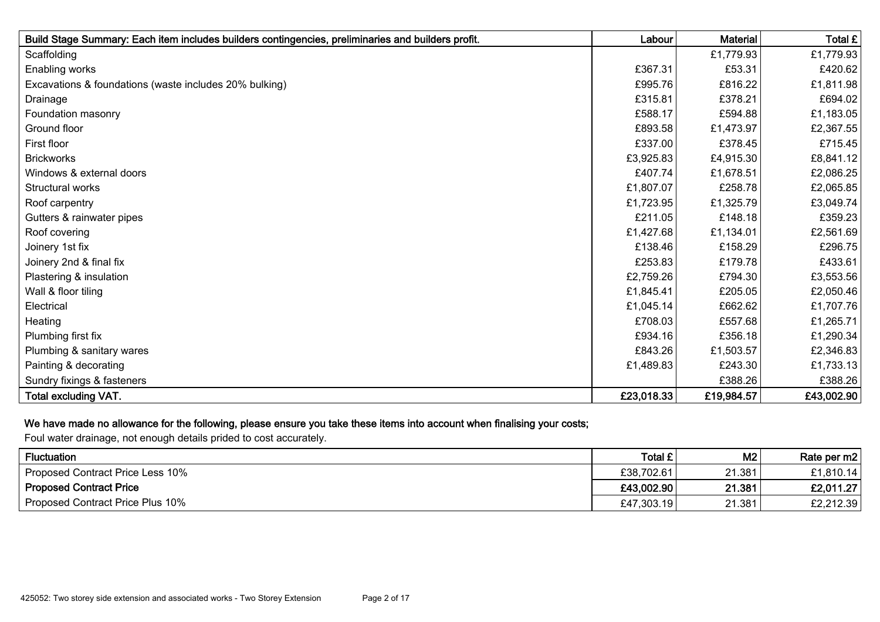| Build Stage Summary: Each item includes builders contingencies, preliminaries and builders profit. | Labour | Material | Total £ |
|---|---|---|---|
| Scaffolding | | £1,779.93 | £1,779.93 |
| Enabling works | £367.31 | £53.31 | £420.62 |
| Excavations & foundations (waste includes 20% bulking) | £995.76 | £816.22 | £1,811.98 |
| Drainage | £315.81 | £378.21 | £694.02 |
| Foundation masonry | £588.17 | £594.88 | £1,183.05 |
| Ground floor | £893.58 | £1,473.97 | £2,367.55 |
| First floor | £337.00 | £378.45 | £715.45 |
| Brickworks | £3,925.83 | £4,915.30 | £8,841.12 |
| Windows & external doors | £407.74 | £1,678.51 | £2,086.25 |
| Structural works | £1,807.07 | £258.78 | £2,065.85 |
| Roof carpentry | £1,723.95 | £1,325.79 | £3,049.74 |
| Gutters & rainwater pipes | £211.05 | £148.18 | £359.23 |
| Roof covering | £1,427.68 | £1,134.01 | £2,561.69 |
| Joinery 1st fix | £138.46 | £158.29 | £296.75 |
| Joinery 2nd & final fix | £253.83 | £179.78 | £433.61 |
| Plastering & insulation | £2,759.26 | £794.30 | £3,553.56 |
| Wall & floor tiling | £1,845.41 | £205.05 | £2,050.46 |
| Electrical | £1,045.14 | £662.62 | £1,707.76 |
| Heating | £708.03 | £557.68 | £1,265.71 |
| Plumbing first fix | £934.16 | £356.18 | £1,290.34 |
| Plumbing & sanitary wares | £843.26 | £1,503.57 | £2,346.83 |
| Painting & decorating | £1,489.83 | £243.30 | £1,733.13 |
| Sundry fixings & fasteners | | £388.26 | £388.26 |
| **Total excluding VAT.** | **£23,018.33** | **£19,984.57** | **£43,002.90** |

**We have made no allowance for the following, please ensure you take these items into account when finalising your costs;**

Foul water drainage, not enough details prided to cost accurately.

| Fluctuation | Total £ | M2 | Rate per m2 |
|---|---|---|---|
| Proposed Contract Price Less 10% | £38,702.61 | 21.381 | £1,810.14 |
| **Proposed Contract Price** | **£43,002.90** | **21.381** | **£2,011.27** |
| Proposed Contract Price Plus 10% | £47,303.19 | 21.381 | £2,212.39 |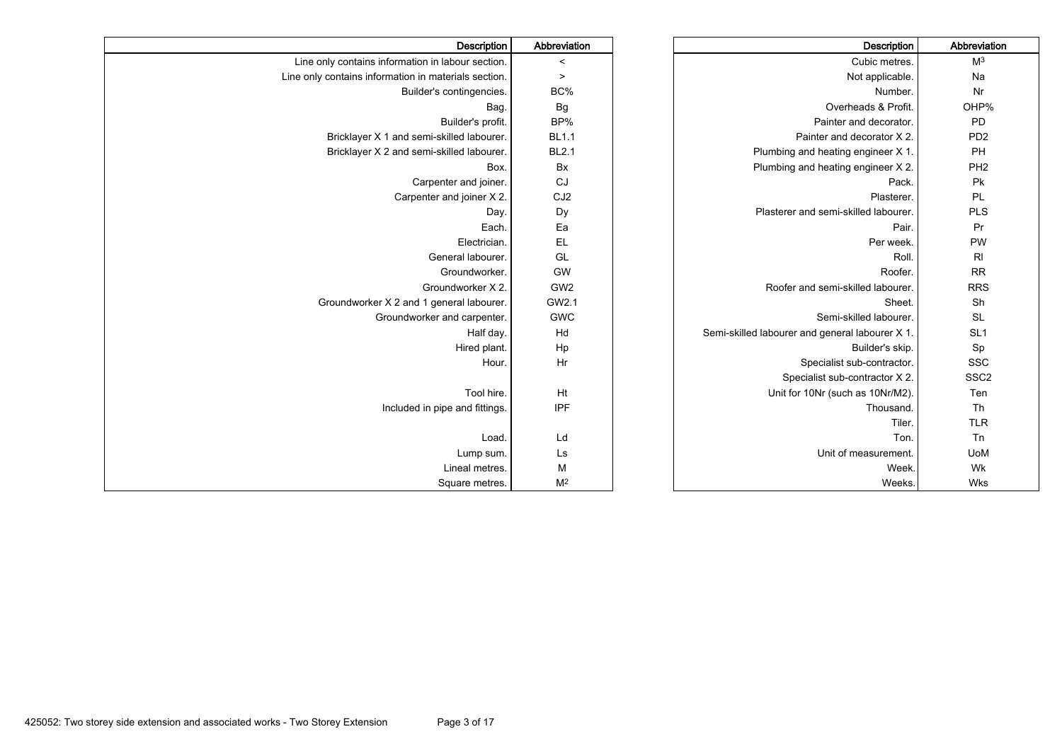| Description | Abbreviation |
| --- | --- |
| Line only contains information in labour section. | < |
| Line only contains information in materials section. | > |
| Builder's contingencies. | BC% |
| Bag. | Bg |
| Builder's profit. | BP% |
| Bricklayer X 1 and semi-skilled labourer. | BL1.1 |
| Bricklayer X 2 and semi-skilled labourer. | BL2.1 |
| Box. | Bx |
| Carpenter and joiner. | CJ |
| Carpenter and joiner X 2. | CJ2 |
| Day. | Dy |
| Each. | Ea |
| Electrician. | EL |
| General labourer. | GL |
| Groundworker. | GW |
| Groundworker X 2. | GW2 |
| Groundworker X 2 and 1 general labourer. | GW2.1 |
| Groundworker and carpenter. | GWC |
| Half day. | Hd |
| Hired plant. | Hp |
| Hour. | Hr |
| | |
| Tool hire. | Ht |
| Included in pipe and fittings. | IPF |
| | |
| Load. | Ld |
| Lump sum. | Ls |
| Lineal metres. | M |
| Square metres. | $M^2$ |

| Description | Abbreviation |
| --- | --- |
| Cubic metres. | $M^3$ |
| Not applicable. | Na |
| Number. | Nr |
| Overheads & Profit. | OHP% |
| Painter and decorator. | PD |
| Painter and decorator X 2. | PD2 |
| Plumbing and heating engineer X 1. | PH |
| Plumbing and heating engineer X 2. | PH2 |
| Pack. | Pk |
| Plasterer. | PL |
| Plasterer and semi-skilled labourer. | PLS |
| Pair. | Pr |
| Per week. | PW |
| Roll. | Rl |
| Roofer. | RR |
| Roofer and semi-skilled labourer. | RRS |
| Sheet. | Sh |
| Semi-skilled labourer. | SL |
| Semi-skilled labourer and general labourer X 1. | SL1 |
| Builder's skip. | Sp |
| Specialist sub-contractor. | SSC |
| Specialist sub-contractor X 2. | SSC2 |
| Unit for 10Nr (such as 10Nr/M2). | Ten |
| Thousand. | Th |
| Tiler. | TLR |
| Ton. | Tn |
| Unit of measurement. | UoM |
| Week. | Wk |
| Weeks. | Wks |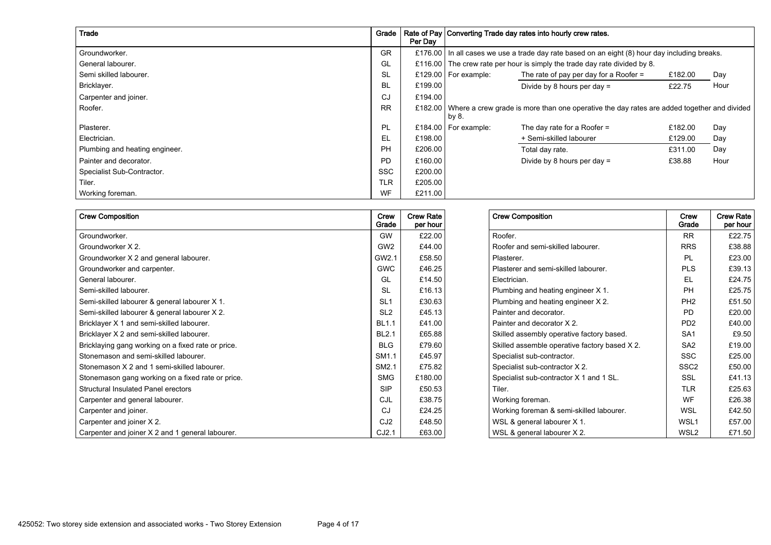| Trade | Grade | Rate of Pay Per Day |
|---|---|---|
| Groundworker. | GR | £176.00 |
| General labourer. | GL | £116.00 |
| Semi skilled labourer. | SL | £129.00 |
| Bricklayer. | BL | £199.00 |
| Carpenter and joiner. | CJ | £194.00 |
| Roofer. | RR | £182.00 |
| Plasterer. | PL | £184.00 |
| Electrician. | EL | £198.00 |
| Plumbing and heating engineer. | PH | £206.00 |
| Painter and decorator. | PD | £160.00 |
| Specialist Sub-Contractor. | SSC | £200.00 |
| Tiler. | TLR | £205.00 |
| Working foreman. | WF | £211.00 |

**Converting Trade day rates into hourly crew rates.**

In all cases we use a trade day rate based on an eight (8) hour day including breaks.

The crew rate per hour is simply the trade day rate divided by 8.

| For example: | | | |
|---|---|---|---|
| | The rate of pay per day for a Roofer = | £182.00 | Day |
| | Divide by 8 hours per day = | £22.75 | Hour |

Where a crew grade is more than one operative the day rates are added together and divided by 8.

| For example: | | | |
|---|---|---|---|
| | The day rate for a Roofer = | £182.00 | Day |
| | + Semi-skilled labourer | £129.00 | Day |
| | Total day rate. | £311.00 | Day |
| | Divide by 8 hours per day = | £38.88 | Hour |

| Crew Composition | Crew Grade | Crew Rate per hour |
|---|---|---|
| Groundworker. | GW | £22.00 |
| Groundworker X 2. | GW2 | £44.00 |
| Groundworker X 2 and general labourer. | GW2.1 | £58.50 |
| Groundworker and carpenter. | GWC | £46.25 |
| General labourer. | GL | £14.50 |
| Semi-skilled labourer. | SL | £16.13 |
| Semi-skilled labourer & general labourer X 1. | SL1 | £30.63 |
| Semi-skilled labourer & general labourer X 2. | SL2 | £45.13 |
| Bricklayer X 1 and semi-skilled labourer. | BL1.1 | £41.00 |
| Bricklayer X 2 and semi-skilled labourer. | BL2.1 | £65.88 |
| Bricklaying gang working on a fixed rate or price. | BLG | £79.60 |
| Stonemason and semi-skilled labourer. | SM1.1 | £45.97 |
| Stonemason X 2 and 1 semi-skilled labourer. | SM2.1 | £75.82 |
| Stonemason gang working on a fixed rate or price. | SMG | £180.00 |
| Structural Insulated Panel erectors | SIP | £50.53 |
| Carpenter and general labourer. | CJL | £38.75 |
| Carpenter and joiner. | CJ | £24.25 |
| Carpenter and joiner X 2. | CJ2 | £48.50 |
| Carpenter and joiner X 2 and 1 general labourer. | CJ2.1 | £63.00 |

| Crew Composition | Crew Grade | Crew Rate per hour |
|---|---|---|
| Roofer. | RR | £22.75 |
| Roofer and semi-skilled labourer. | RRS | £38.88 |
| Plasterer. | PL | £23.00 |
| Plasterer and semi-skilled labourer. | PLS | £39.13 |
| Electrician. | EL | £24.75 |
| Plumbing and heating engineer X 1. | PH | £25.75 |
| Plumbing and heating engineer X 2. | PH2 | £51.50 |
| Painter and decorator. | PD | £20.00 |
| Painter and decorator X 2. | PD2 | £40.00 |
| Skilled assembly operative factory based. | SA1 | £9.50 |
| Skilled assemble operative factory based X 2. | SA2 | £19.00 |
| Specialist sub-contractor. | SSC | £25.00 |
| Specialist sub-contractor X 2. | SSC2 | £50.00 |
| Specialist sub-contractor X 1 and 1 SL. | SSL | £41.13 |
| Tiler. | TLR | £25.63 |
| Working foreman. | WF | £26.38 |
| Working foreman & semi-skilled labourer. | WSL | £42.50 |
| WSL & general labourer X 1. | WSL1 | £57.00 |
| WSL & general labourer X 2. | WSL2 | £71.50 |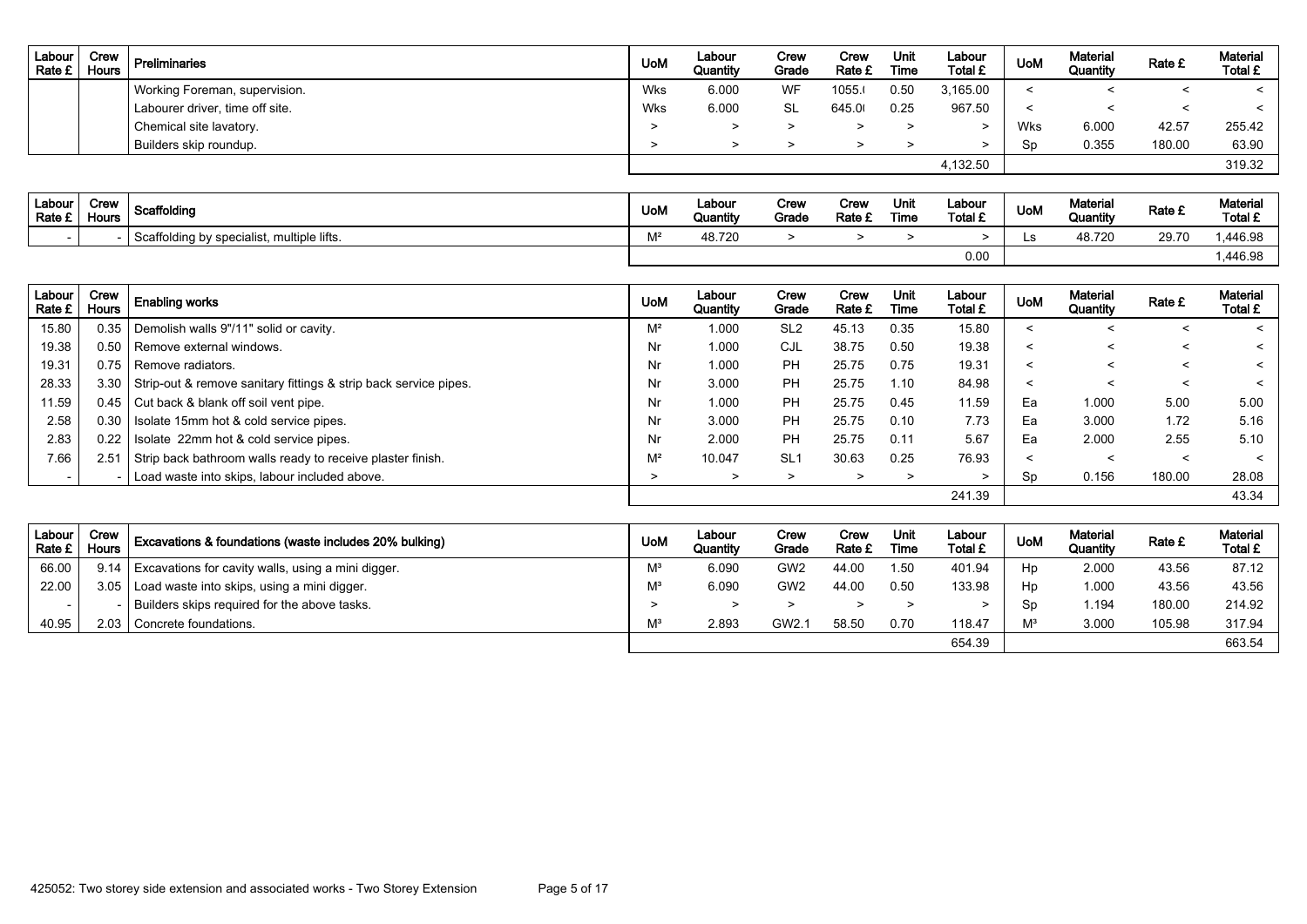| Labour Rate £ | Crew Hours | Preliminaries | UoM | Labour Quantity | Crew Grade | Crew Rate £ | Unit Time | Labour Total £ | UoM | Material Quantity | Rate £ | Material Total £ |
|---|---|---|---|---|---|---|---|---|---|---|---|---|
| | | Working Foreman, supervision. | Wks | 6.000 | WF | 1055.( | 0.50 | 3,165.00 | < | < | < | < |
| | | Labourer driver, time off site. | Wks | 6.000 | SL | 645.0( | 0.25 | 967.50 | < | < | < | < |
| | | Chemical site lavatory. | > | > | > | > | > | > | Wks | 6.000 | 42.57 | 255.42 |
| | | Builders skip roundup. | > | > | > | > | > | > | Sp | 0.355 | 180.00 | 63.90 |
| | | | | | | | | 4,132.50 | | | | 319.32 |

| Labour Rate £ | Crew Hours | Scaffolding | UoM | Labour Quantity | Crew Grade | Crew Rate £ | Unit Time | Labour Total £ | UoM | Material Quantity | Rate £ | Material Total £ |
|---|---|---|---|---|---|---|---|---|---|---|---|---|
| - | - | Scaffolding by specialist, multiple lifts. | M² | 48.720 | > | > | > | > | Ls | 48.720 | 29.70 | 1,446.98 |
| | | | | | | | | 0.00 | | | | 1,446.98 |

| Labour Rate £ | Crew Hours | Enabling works | UoM | Labour Quantity | Crew Grade | Crew Rate £ | Unit Time | Labour Total £ | UoM | Material Quantity | Rate £ | Material Total £ |
|---|---|---|---|---|---|---|---|---|---|---|---|---|
| 15.80 | 0.35 | Demolish walls 9"/11" solid or cavity. | M² | 1.000 | SL2 | 45.13 | 0.35 | 15.80 | < | < | < | < |
| 19.38 | 0.50 | Remove external windows. | Nr | 1.000 | CJL | 38.75 | 0.50 | 19.38 | < | < | < | < |
| 19.31 | 0.75 | Remove radiators. | Nr | 1.000 | PH | 25.75 | 0.75 | 19.31 | < | < | < | < |
| 28.33 | 3.30 | Strip-out & remove sanitary fittings & strip back service pipes. | Nr | 3.000 | PH | 25.75 | 1.10 | 84.98 | < | < | < | < |
| 11.59 | 0.45 | Cut back & blank off soil vent pipe. | Nr | 1.000 | PH | 25.75 | 0.45 | 11.59 | Ea | 1.000 | 5.00 | 5.00 |
| 2.58 | 0.30 | Isolate 15mm hot & cold service pipes. | Nr | 3.000 | PH | 25.75 | 0.10 | 7.73 | Ea | 3.000 | 1.72 | 5.16 |
| 2.83 | 0.22 | Isolate 22mm hot & cold service pipes. | Nr | 2.000 | PH | 25.75 | 0.11 | 5.67 | Ea | 2.000 | 2.55 | 5.10 |
| 7.66 | 2.51 | Strip back bathroom walls ready to receive plaster finish. | M² | 10.047 | SL1 | 30.63 | 0.25 | 76.93 | < | < | < | < |
| - | - | Load waste into skips, labour included above. | > | > | > | > | > | > | Sp | 0.156 | 180.00 | 28.08 |
| | | | | | | | | 241.39 | | | | 43.34 |

| Labour Rate £ | Crew Hours | Excavations & foundations (waste includes 20% bulking) | UoM | Labour Quantity | Crew Grade | Crew Rate £ | Unit Time | Labour Total £ | UoM | Material Quantity | Rate £ | Material Total £ |
|---|---|---|---|---|---|---|---|---|---|---|---|---|
| 66.00 | 9.14 | Excavations for cavity walls, using a mini digger. | M³ | 6.090 | GW2 | 44.00 | 1.50 | 401.94 | Hp | 2.000 | 43.56 | 87.12 |
| 22.00 | 3.05 | Load waste into skips, using a mini digger. | M³ | 6.090 | GW2 | 44.00 | 0.50 | 133.98 | Hp | 1.000 | 43.56 | 43.56 |
| - | - | Builders skips required for the above tasks. | > | > | > | > | > | > | Sp | 1.194 | 180.00 | 214.92 |
| 40.95 | 2.03 | Concrete foundations. | M³ | 2.893 | GW2.1 | 58.50 | 0.70 | 118.47 | M³ | 3.000 | 105.98 | 317.94 |
| | | | | | | | | 654.39 | | | | 663.54 |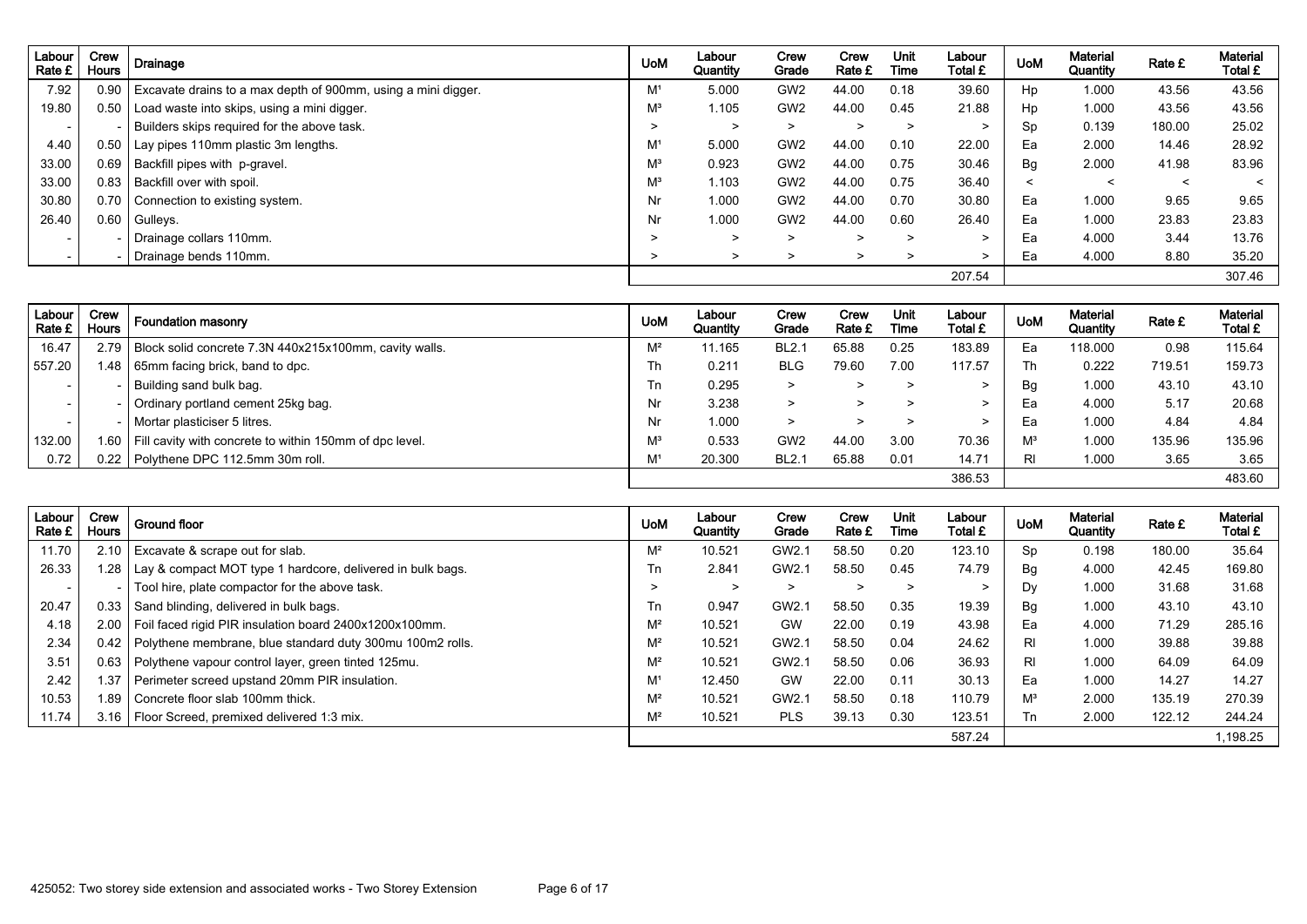| Labour Rate £ | Crew Hours | Drainage | UoM | Labour Quantity | Crew Grade | Crew Rate £ | Unit Time | Labour Total £ | UoM | Material Quantity | Rate £ | Material Total £ |
|---|---|---|---|---|---|---|---|---|---|---|---|---|
| 7.92 | 0.90 | Excavate drains to a max depth of 900mm, using a mini digger. | M¹ | 5.000 | GW2 | 44.00 | 0.18 | 39.60 | Hp | 1.000 | 43.56 | 43.56 |
| 19.80 | 0.50 | Load waste into skips, using a mini digger. | $M^3$ | 1.105 | GW2 | 44.00 | 0.45 | 21.88 | Hp | 1.000 | 43.56 | 43.56 |
| - | - | Builders skips required for the above task. | > | > | > | > | > | > | Sp | 0.139 | 180.00 | 25.02 |
| 4.40 | 0.50 | Lay pipes 110mm plastic 3m lengths. | M¹ | 5.000 | GW2 | 44.00 | 0.10 | 22.00 | Ea | 2.000 | 14.46 | 28.92 |
| 33.00 | 0.69 | Backfill pipes with p-gravel. | $M^3$ | 0.923 | GW2 | 44.00 | 0.75 | 30.46 | Bg | 2.000 | 41.98 | 83.96 |
| 33.00 | 0.83 | Backfill over with spoil. | $M^3$ | 1.103 | GW2 | 44.00 | 0.75 | 36.40 | < | < | < | < |
| 30.80 | 0.70 | Connection to existing system. | Nr | 1.000 | GW2 | 44.00 | 0.70 | 30.80 | Ea | 1.000 | 9.65 | 9.65 |
| 26.40 | 0.60 | Gulleys. | Nr | 1.000 | GW2 | 44.00 | 0.60 | 26.40 | Ea | 1.000 | 23.83 | 23.83 |
| - | - | Drainage collars 110mm. | > | > | > | > | > | > | Ea | 4.000 | 3.44 | 13.76 |
| - | - | Drainage bends 110mm. | > | > | > | > | > | > | Ea | 4.000 | 8.80 | 35.20 |
| | | | | | | | | 207.54 | | | | 307.46 |

| Labour Rate £ | Crew Hours | Foundation masonry | UoM | Labour Quantity | Crew Grade | Crew Rate £ | Unit Time | Labour Total £ | UoM | Material Quantity | Rate £ | Material Total £ |
|---|---|---|---|---|---|---|---|---|---|---|---|---|
| 16.47 | 2.79 | Block solid concrete 7.3N 440x215x100mm, cavity walls. | $M^2$ | 11.165 | BL2.1 | 65.88 | 0.25 | 183.89 | Ea | 118.000 | 0.98 | 115.64 |
| 557.20 | 1.48 | 65mm facing brick, band to dpc. | Th | 0.211 | BLG | 79.60 | 7.00 | 117.57 | Th | 0.222 | 719.51 | 159.73 |
| - | - | Building sand bulk bag. | Tn | 0.295 | > | > | > | > | Bg | 1.000 | 43.10 | 43.10 |
| - | - | Ordinary portland cement 25kg bag. | Nr | 3.238 | > | > | > | > | Ea | 4.000 | 5.17 | 20.68 |
| - | - | Mortar plasticiser 5 litres. | Nr | 1.000 | > | > | > | > | Ea | 1.000 | 4.84 | 4.84 |
| 132.00 | 1.60 | Fill cavity with concrete to within 150mm of dpc level. | $M^3$ | 0.533 | GW2 | 44.00 | 3.00 | 70.36 | $M^3$ | 1.000 | 135.96 | 135.96 |
| 0.72 | 0.22 | Polythene DPC 112.5mm 30m roll. | M¹ | 20.300 | BL2.1 | 65.88 | 0.01 | 14.71 | Rl | 1.000 | 3.65 | 3.65 |
| | | | | | | | | 386.53 | | | | 483.60 |

| Labour Rate £ | Crew Hours | Ground floor | UoM | Labour Quantity | Crew Grade | Crew Rate £ | Unit Time | Labour Total £ | UoM | Material Quantity | Rate £ | Material Total £ |
|---|---|---|---|---|---|---|---|---|---|---|---|---|
| 11.70 | 2.10 | Excavate & scrape out for slab. | $M^2$ | 10.521 | GW2.1 | 58.50 | 0.20 | 123.10 | Sp | 0.198 | 180.00 | 35.64 |
| 26.33 | 1.28 | Lay & compact MOT type 1 hardcore, delivered in bulk bags. | Tn | 2.841 | GW2.1 | 58.50 | 0.45 | 74.79 | Bg | 4.000 | 42.45 | 169.80 |
| - | - | Tool hire, plate compactor for the above task. | > | > | > | > | > | > | Dy | 1.000 | 31.68 | 31.68 |
| 20.47 | 0.33 | Sand blinding, delivered in bulk bags. | Tn | 0.947 | GW2.1 | 58.50 | 0.35 | 19.39 | Bg | 1.000 | 43.10 | 43.10 |
| 4.18 | 2.00 | Foil faced rigid PIR insulation board 2400x1200x100mm. | $M^2$ | 10.521 | GW | 22.00 | 0.19 | 43.98 | Ea | 4.000 | 71.29 | 285.16 |
| 2.34 | 0.42 | Polythene membrane, blue standard duty 300mu 100m2 rolls. | $M^2$ | 10.521 | GW2.1 | 58.50 | 0.04 | 24.62 | Rl | 1.000 | 39.88 | 39.88 |
| 3.51 | 0.63 | Polythene vapour control layer, green tinted 125mu. | $M^2$ | 10.521 | GW2.1 | 58.50 | 0.06 | 36.93 | Rl | 1.000 | 64.09 | 64.09 |
| 2.42 | 1.37 | Perimeter screed upstand 20mm PIR insulation. | M¹ | 12.450 | GW | 22.00 | 0.11 | 30.13 | Ea | 1.000 | 14.27 | 14.27 |
| 10.53 | 1.89 | Concrete floor slab 100mm thick. | $M^2$ | 10.521 | GW2.1 | 58.50 | 0.18 | 110.79 | $M^3$ | 2.000 | 135.19 | 270.39 |
| 11.74 | 3.16 | Floor Screed, premixed delivered 1:3 mix. | $M^2$ | 10.521 | PLS | 39.13 | 0.30 | 123.51 | Tn | 2.000 | 122.12 | 244.24 |
| | | | | | | | | 587.24 | | | | 1,198.25 |

425052: Two storey side extension and associated works - Two Storey Extension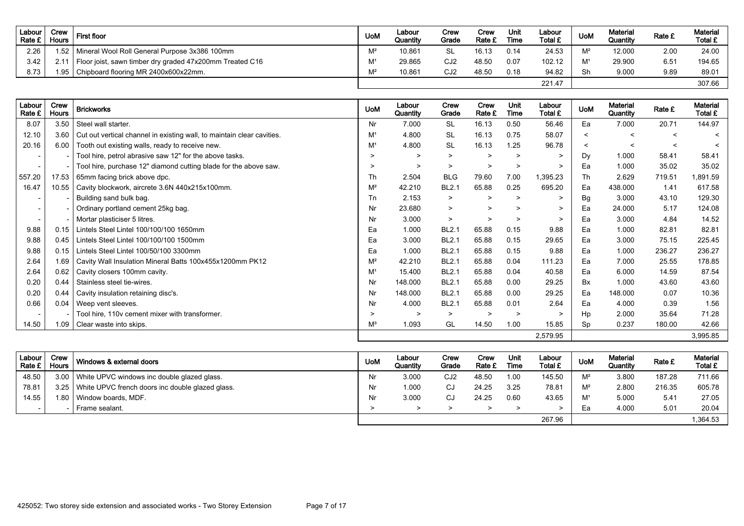| Labour Rate £ | Crew Hours | First floor | UoM | Labour Quantity | Crew Grade | Crew Rate £ | Unit Time | Labour Total £ | UoM | Material Quantity | Rate £ | Material Total £ |
|---|---|---|---|---|---|---|---|---|---|---|---|---|
| 2.26 | 1.52 | Mineral Wool Roll General Purpose 3x386 100mm | M² | 10.861 | SL | 16.13 | 0.14 | 24.53 | M² | 12.000 | 2.00 | 24.00 |
| 3.42 | 2.11 | Floor joist, sawn timber dry graded 47x200mm Treated C16 | M¹ | 29.865 | CJ2 | 48.50 | 0.07 | 102.12 | M¹ | 29.900 | 6.51 | 194.65 |
| 8.73 | 1.95 | Chipboard flooring MR 2400x600x22mm. | M² | 10.861 | CJ2 | 48.50 | 0.18 | 94.82 | Sh | 9.000 | 9.89 | 89.01 |
| | | | | | | | | 221.47 | | | | 307.66 |

| Labour Rate £ | Crew Hours | Brickworks | UoM | Labour Quantity | Crew Grade | Crew Rate £ | Unit Time | Labour Total £ | UoM | Material Quantity | Rate £ | Material Total £ |
|---|---|---|---|---|---|---|---|---|---|---|---|---|
| 8.07 | 3.50 | Steel wall starter. | Nr | 7.000 | SL | 16.13 | 0.50 | 56.46 | Ea | 7.000 | 20.71 | 144.97 |
| 12.10 | 3.60 | Cut out vertical channel in existing wall, to maintain clear cavities. | M¹ | 4.800 | SL | 16.13 | 0.75 | 58.07 | < | < | < | < |
| 20.16 | 6.00 | Tooth out existing walls, ready to receive new. | M¹ | 4.800 | SL | 16.13 | 1.25 | 96.78 | < | < | < | < |
| - | - | Tool hire, petrol abrasive saw 12" for the above tasks. | > | > | > | > | > | > | Dy | 1.000 | 58.41 | 58.41 |
| - | - | Tool hire, purchase 12" diamond cutting blade for the above saw. | > | > | > | > | > | > | Ea | 1.000 | 35.02 | 35.02 |
| 557.20 | 17.53 | 65mm facing brick above dpc. | Th | 2.504 | BLG | 79.60 | 7.00 | 1,395.23 | Th | 2.629 | 719.51 | 1,891.59 |
| 16.47 | 10.55 | Cavity blockwork, aircrete 3.6N 440x215x100mm. | M² | 42.210 | BL2.1 | 65.88 | 0.25 | 695.20 | Ea | 438.000 | 1.41 | 617.58 |
| - | - | Building sand bulk bag. | Tn | 2.153 | > | > | > | > | Bg | 3.000 | 43.10 | 129.30 |
| - | - | Ordinary portland cement 25kg bag. | Nr | 23.680 | > | > | > | > | Ea | 24.000 | 5.17 | 124.08 |
| - | - | Mortar plasticiser 5 litres. | Nr | 3.000 | > | > | > | > | Ea | 3.000 | 4.84 | 14.52 |
| 9.88 | 0.15 | Lintels Steel Lintel 100/100/100 1650mm | Ea | 1.000 | BL2.1 | 65.88 | 0.15 | 9.88 | Ea | 1.000 | 82.81 | 82.81 |
| 9.88 | 0.45 | Lintels Steel Lintel 100/100/100 1500mm | Ea | 3.000 | BL2.1 | 65.88 | 0.15 | 29.65 | Ea | 3.000 | 75.15 | 225.45 |
| 9.88 | 0.15 | Lintels Steel Lintel 100/50/100 3300mm | Ea | 1.000 | BL2.1 | 65.88 | 0.15 | 9.88 | Ea | 1.000 | 236.27 | 236.27 |
| 2.64 | 1.69 | Cavity Wall Insulation Mineral Batts 100x455x1200mm PK12 | M² | 42.210 | BL2.1 | 65.88 | 0.04 | 111.23 | Ea | 7.000 | 25.55 | 178.85 |
| 2.64 | 0.62 | Cavity closers 100mm cavity. | M¹ | 15.400 | BL2.1 | 65.88 | 0.04 | 40.58 | Ea | 6.000 | 14.59 | 87.54 |
| 0.20 | 0.44 | Stainless steel tie-wires. | Nr | 148.000 | BL2.1 | 65.88 | 0.00 | 29.25 | Bx | 1.000 | 43.60 | 43.60 |
| 0.20 | 0.44 | Cavity insulation retaining disc's. | Nr | 148.000 | BL2.1 | 65.88 | 0.00 | 29.25 | Ea | 148.000 | 0.07 | 10.36 |
| 0.66 | 0.04 | Weep vent sleeves. | Nr | 4.000 | BL2.1 | 65.88 | 0.01 | 2.64 | Ea | 4.000 | 0.39 | 1.56 |
| - | - | Tool hire, 110v cement mixer with transformer. | > | > | > | > | > | > | Hp | 2.000 | 35.64 | 71.28 |
| 14.50 | 1.09 | Clear waste into skips. | M³ | 1.093 | GL | 14.50 | 1.00 | 15.85 | Sp | 0.237 | 180.00 | 42.66 |
| | | | | | | | | 2,579.95 | | | | 3,995.85 |

| Labour Rate £ | Crew Hours | Windows & external doors | UoM | Labour Quantity | Crew Grade | Crew Rate £ | Unit Time | Labour Total £ | UoM | Material Quantity | Rate £ | Material Total £ |
|---|---|---|---|---|---|---|---|---|---|---|---|---|
| 48.50 | 3.00 | White UPVC windows inc double glazed glass. | Nr | 3.000 | CJ2 | 48.50 | 1.00 | 145.50 | M² | 3.800 | 187.28 | 711.66 |
| 78.81 | 3.25 | White UPVC french doors inc double glazed glass. | Nr | 1.000 | CJ | 24.25 | 3.25 | 78.81 | M² | 2.800 | 216.35 | 605.78 |
| 14.55 | 1.80 | Window boards, MDF. | Nr | 3.000 | CJ | 24.25 | 0.60 | 43.65 | M¹ | 5.000 | 5.41 | 27.05 |
| - | - | Frame sealant. | > | > | > | > | > | > | Ea | 4.000 | 5.01 | 20.04 |
| | | | | | | | | 267.96 | | | | 1,364.53 |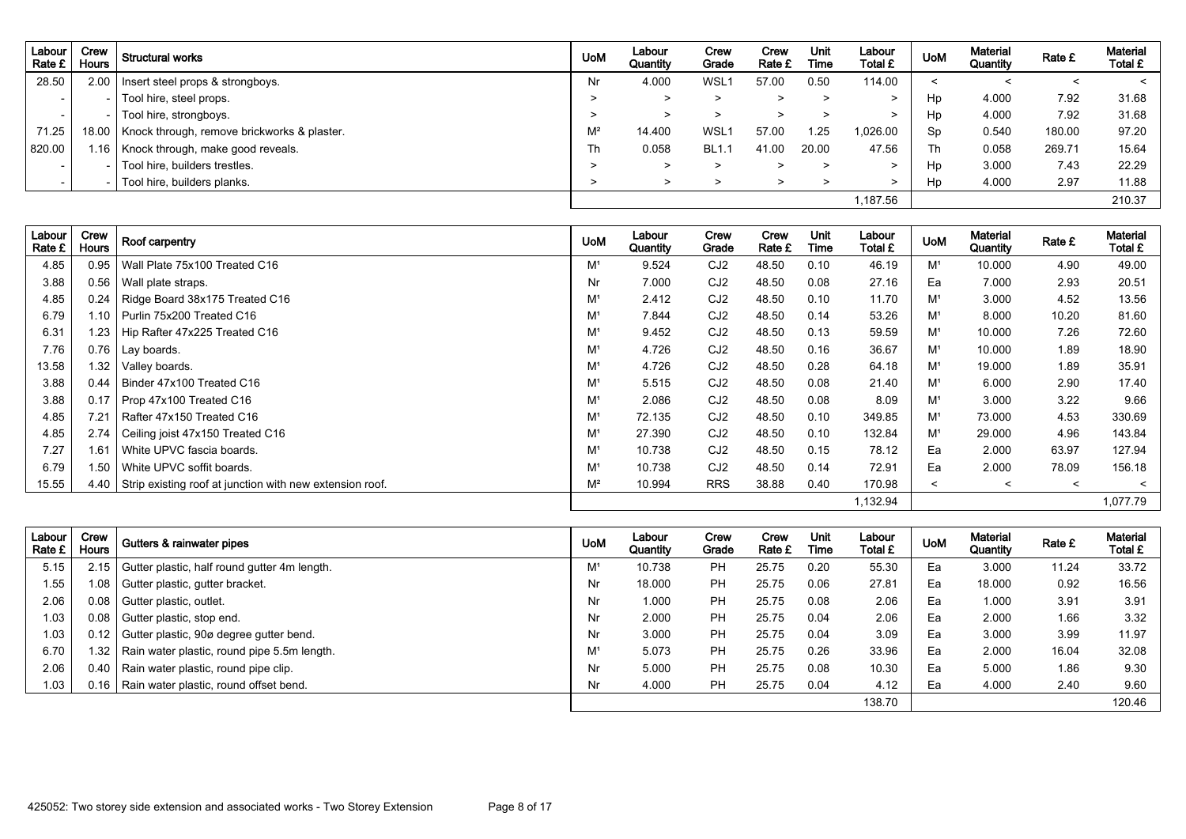| Labour Rate £ | Crew Hours | Structural works | UoM | Labour Quantity | Crew Grade | Crew Rate £ | Unit Time | Labour Total £ | UoM | Material Quantity | Rate £ | Material Total £ |
|---|---|---|---|---|---|---|---|---|---|---|---|---|
| 28.50 | 2.00 | Insert steel props & strongboys. | Nr | 4.000 | WSL1 | 57.00 | 0.50 | 114.00 | < | < | < | < |
| - | - | Tool hire, steel props. | > | > | > | > | > | > | Hp | 4.000 | 7.92 | 31.68 |
| - | - | Tool hire, strongboys. | > | > | > | > | > | > | Hp | 4.000 | 7.92 | 31.68 |
| 71.25 | 18.00 | Knock through, remove brickworks & plaster. | M² | 14.400 | WSL1 | 57.00 | 1.25 | 1,026.00 | Sp | 0.540 | 180.00 | 97.20 |
| 820.00 | 1.16 | Knock through, make good reveals. | Th | 0.058 | BL1.1 | 41.00 | 20.00 | 47.56 | Th | 0.058 | 269.71 | 15.64 |
| - | - | Tool hire, builders trestles. | > | > | > | > | > | > | Hp | 3.000 | 7.43 | 22.29 |
| - | - | Tool hire, builders planks. | > | > | > | > | > | > | Hp | 4.000 | 2.97 | 11.88 |
| | | | | | | | | 1,187.56 | | | | 210.37 |

| Labour Rate £ | Crew Hours | Roof carpentry | UoM | Labour Quantity | Crew Grade | Crew Rate £ | Unit Time | Labour Total £ | UoM | Material Quantity | Rate £ | Material Total £ |
|---|---|---|---|---|---|---|---|---|---|---|---|---|
| 4.85 | 0.95 | Wall Plate 75x100 Treated C16 | M¹ | 9.524 | CJ2 | 48.50 | 0.10 | 46.19 | M¹ | 10.000 | 4.90 | 49.00 |
| 3.88 | 0.56 | Wall plate straps. | Nr | 7.000 | CJ2 | 48.50 | 0.08 | 27.16 | Ea | 7.000 | 2.93 | 20.51 |
| 4.85 | 0.24 | Ridge Board 38x175 Treated C16 | M¹ | 2.412 | CJ2 | 48.50 | 0.10 | 11.70 | M¹ | 3.000 | 4.52 | 13.56 |
| 6.79 | 1.10 | Purlin 75x200 Treated C16 | M¹ | 7.844 | CJ2 | 48.50 | 0.14 | 53.26 | M¹ | 8.000 | 10.20 | 81.60 |
| 6.31 | 1.23 | Hip Rafter 47x225 Treated C16 | M¹ | 9.452 | CJ2 | 48.50 | 0.13 | 59.59 | M¹ | 10.000 | 7.26 | 72.60 |
| 7.76 | 0.76 | Lay boards. | M¹ | 4.726 | CJ2 | 48.50 | 0.16 | 36.67 | M¹ | 10.000 | 1.89 | 18.90 |
| 13.58 | 1.32 | Valley boards. | M¹ | 4.726 | CJ2 | 48.50 | 0.28 | 64.18 | M¹ | 19.000 | 1.89 | 35.91 |
| 3.88 | 0.44 | Binder 47x100 Treated C16 | M¹ | 5.515 | CJ2 | 48.50 | 0.08 | 21.40 | M¹ | 6.000 | 2.90 | 17.40 |
| 3.88 | 0.17 | Prop 47x100 Treated C16 | M¹ | 2.086 | CJ2 | 48.50 | 0.08 | 8.09 | M¹ | 3.000 | 3.22 | 9.66 |
| 4.85 | 7.21 | Rafter 47x150 Treated C16 | M¹ | 72.135 | CJ2 | 48.50 | 0.10 | 349.85 | M¹ | 73.000 | 4.53 | 330.69 |
| 4.85 | 2.74 | Ceiling joist 47x150 Treated C16 | M¹ | 27.390 | CJ2 | 48.50 | 0.10 | 132.84 | M¹ | 29.000 | 4.96 | 143.84 |
| 7.27 | 1.61 | White UPVC fascia boards. | M¹ | 10.738 | CJ2 | 48.50 | 0.15 | 78.12 | Ea | 2.000 | 63.97 | 127.94 |
| 6.79 | 1.50 | White UPVC soffit boards. | M¹ | 10.738 | CJ2 | 48.50 | 0.14 | 72.91 | Ea | 2.000 | 78.09 | 156.18 |
| 15.55 | 4.40 | Strip existing roof at junction with new extension roof. | M² | 10.994 | RRS | 38.88 | 0.40 | 170.98 | < | < | < | < |
| | | | | | | | | 1,132.94 | | | | 1,077.79 |

| Labour Rate £ | Crew Hours | Gutters & rainwater pipes | UoM | Labour Quantity | Crew Grade | Crew Rate £ | Unit Time | Labour Total £ | UoM | Material Quantity | Rate £ | Material Total £ |
|---|---|---|---|---|---|---|---|---|---|---|---|---|
| 5.15 | 2.15 | Gutter plastic, half round gutter 4m length. | M¹ | 10.738 | PH | 25.75 | 0.20 | 55.30 | Ea | 3.000 | 11.24 | 33.72 |
| 1.55 | 1.08 | Gutter plastic, gutter bracket. | Nr | 18.000 | PH | 25.75 | 0.06 | 27.81 | Ea | 18.000 | 0.92 | 16.56 |
| 2.06 | 0.08 | Gutter plastic, outlet. | Nr | 1.000 | PH | 25.75 | 0.08 | 2.06 | Ea | 1.000 | 3.91 | 3.91 |
| 1.03 | 0.08 | Gutter plastic, stop end. | Nr | 2.000 | PH | 25.75 | 0.04 | 2.06 | Ea | 2.000 | 1.66 | 3.32 |
| 1.03 | 0.12 | Gutter plastic, 90ø degree gutter bend. | Nr | 3.000 | PH | 25.75 | 0.04 | 3.09 | Ea | 3.000 | 3.99 | 11.97 |
| 6.70 | 1.32 | Rain water plastic, round pipe 5.5m length. | M¹ | 5.073 | PH | 25.75 | 0.26 | 33.96 | Ea | 2.000 | 16.04 | 32.08 |
| 2.06 | 0.40 | Rain water plastic, round pipe clip. | Nr | 5.000 | PH | 25.75 | 0.08 | 10.30 | Ea | 5.000 | 1.86 | 9.30 |
| 1.03 | 0.16 | Rain water plastic, round offset bend. | Nr | 4.000 | PH | 25.75 | 0.04 | 4.12 | Ea | 4.000 | 2.40 | 9.60 |
| | | | | | | | | 138.70 | | | | 120.46 |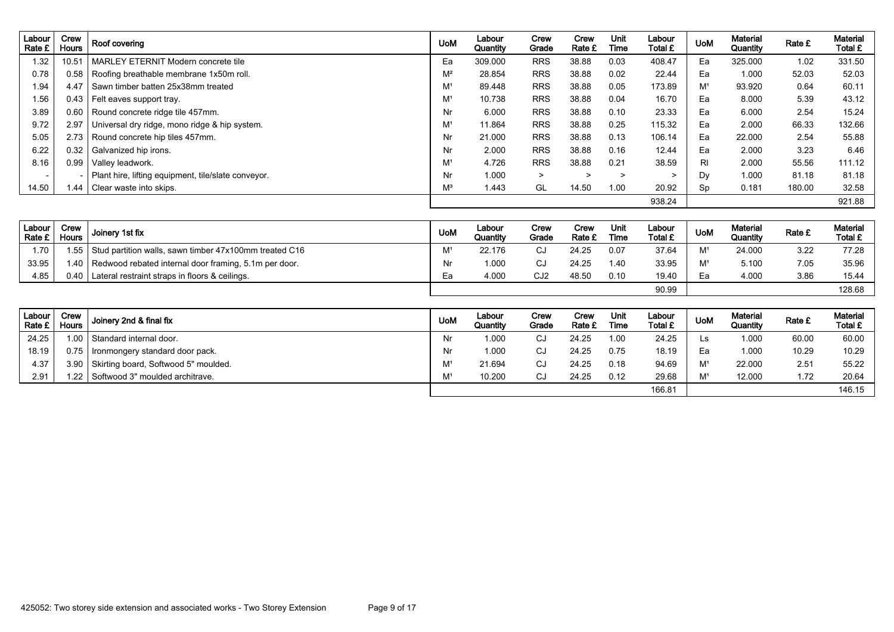| Labour Rate £ | Crew Hours | Roof covering | UoM | Labour Quantity | Crew Grade | Crew Rate £ | Unit Time | Labour Total £ | UoM | Material Quantity | Rate £ | Material Total £ |
|---|---|---|---|---|---|---|---|---|---|---|---|---|
| 1.32 | 10.51 | MARLEY ETERNIT Modern concrete tile | Ea | 309.000 | RRS | 38.88 | 0.03 | 408.47 | Ea | 325.000 | 1.02 | 331.50 |
| 0.78 | 0.58 | Roofing breathable membrane 1x50m roll. | M² | 28.854 | RRS | 38.88 | 0.02 | 22.44 | Ea | 1.000 | 52.03 | 52.03 |
| 1.94 | 4.47 | Sawn timber batten 25x38mm treated | M¹ | 89.448 | RRS | 38.88 | 0.05 | 173.89 | M¹ | 93.920 | 0.64 | 60.11 |
| 1.56 | 0.43 | Felt eaves support tray. | M¹ | 10.738 | RRS | 38.88 | 0.04 | 16.70 | Ea | 8.000 | 5.39 | 43.12 |
| 3.89 | 0.60 | Round concrete ridge tile 457mm. | Nr | 6.000 | RRS | 38.88 | 0.10 | 23.33 | Ea | 6.000 | 2.54 | 15.24 |
| 9.72 | 2.97 | Universal dry ridge, mono ridge & hip system. | M¹ | 11.864 | RRS | 38.88 | 0.25 | 115.32 | Ea | 2.000 | 66.33 | 132.66 |
| 5.05 | 2.73 | Round concrete hip tiles 457mm. | Nr | 21.000 | RRS | 38.88 | 0.13 | 106.14 | Ea | 22.000 | 2.54 | 55.88 |
| 6.22 | 0.32 | Galvanized hip irons. | Nr | 2.000 | RRS | 38.88 | 0.16 | 12.44 | Ea | 2.000 | 3.23 | 6.46 |
| 8.16 | 0.99 | Valley leadwork. | M¹ | 4.726 | RRS | 38.88 | 0.21 | 38.59 | Rl | 2.000 | 55.56 | 111.12 |
| - | - | Plant hire, lifting equipment, tile/slate conveyor. | Nr | 1.000 | > | > | > | > | Dy | 1.000 | 81.18 | 81.18 |
| 14.50 | 1.44 | Clear waste into skips. | M³ | 1.443 | GL | 14.50 | 1.00 | 20.92 | Sp | 0.181 | 180.00 | 32.58 |
| | | | | | | | | 938.24 | | | | 921.88 |

| Labour Rate £ | Crew Hours | Joinery 1st fix | UoM | Labour Quantity | Crew Grade | Crew Rate £ | Unit Time | Labour Total £ | UoM | Material Quantity | Rate £ | Material Total £ |
|---|---|---|---|---|---|---|---|---|---|---|---|---|
| 1.70 | 1.55 | Stud partition walls, sawn timber 47x100mm treated C16 | M¹ | 22.176 | CJ | 24.25 | 0.07 | 37.64 | M¹ | 24.000 | 3.22 | 77.28 |
| 33.95 | 1.40 | Redwood rebated internal door framing, 5.1m per door. | Nr | 1.000 | CJ | 24.25 | 1.40 | 33.95 | M¹ | 5.100 | 7.05 | 35.96 |
| 4.85 | 0.40 | Lateral restraint straps in floors & ceilings. | Ea | 4.000 | CJ2 | 48.50 | 0.10 | 19.40 | Ea | 4.000 | 3.86 | 15.44 |
| | | | | | | | | 90.99 | | | | 128.68 |

| Labour Rate £ | Crew Hours | Joinery 2nd & final fix | UoM | Labour Quantity | Crew Grade | Crew Rate £ | Unit Time | Labour Total £ | UoM | Material Quantity | Rate £ | Material Total £ |
|---|---|---|---|---|---|---|---|---|---|---|---|---|
| 24.25 | 1.00 | Standard internal door. | Nr | 1.000 | CJ | 24.25 | 1.00 | 24.25 | Ls | 1.000 | 60.00 | 60.00 |
| 18.19 | 0.75 | Ironmongery standard door pack. | Nr | 1.000 | CJ | 24.25 | 0.75 | 18.19 | Ea | 1.000 | 10.29 | 10.29 |
| 4.37 | 3.90 | Skirting board, Softwood 5" moulded. | M¹ | 21.694 | CJ | 24.25 | 0.18 | 94.69 | M¹ | 22.000 | 2.51 | 55.22 |
| 2.91 | 1.22 | Softwood 3" moulded architrave. | M¹ | 10.200 | CJ | 24.25 | 0.12 | 29.68 | M¹ | 12.000 | 1.72 | 20.64 |
| | | | | | | | | 166.81 | | | | 146.15 |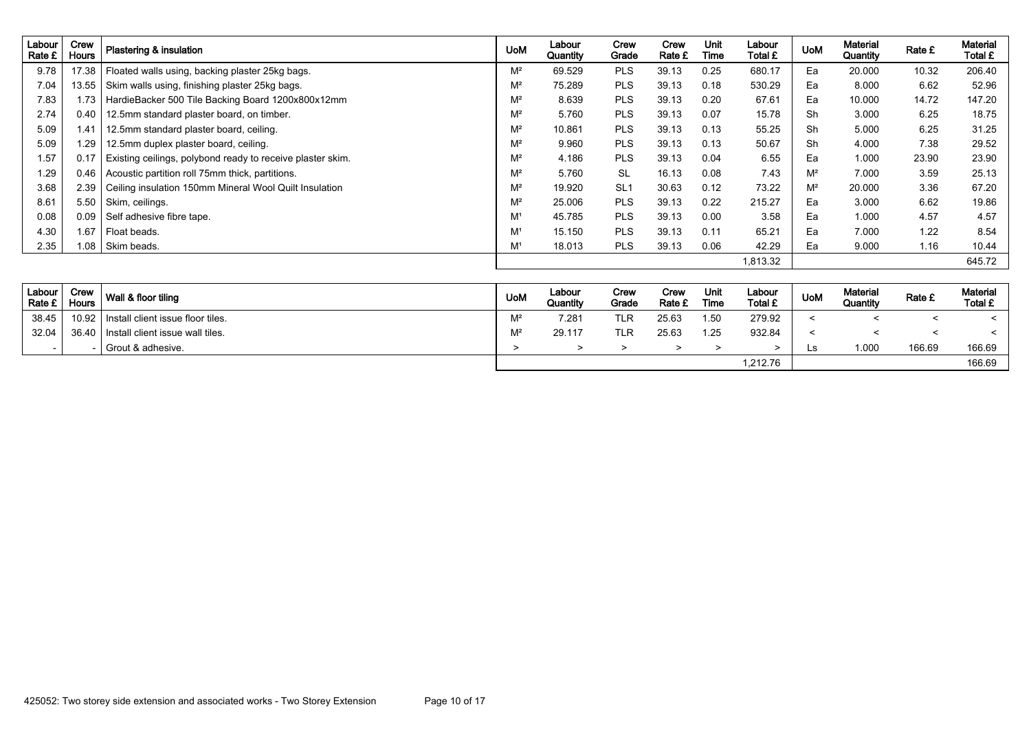| Labour Rate £ | Crew Hours | Plastering & insulation | UoM | Labour Quantity | Crew Grade | Crew Rate £ | Unit Time | Labour Total £ | UoM | Material Quantity | Rate £ | Material Total £ |
|---|---|---|---|---|---|---|---|---|---|---|---|---|
| 9.78 | 17.38 | Floated walls using, backing plaster 25kg bags. | M² | 69.529 | PLS | 39.13 | 0.25 | 680.17 | Ea | 20.000 | 10.32 | 206.40 |
| 7.04 | 13.55 | Skim walls using, finishing plaster 25kg bags. | M² | 75.289 | PLS | 39.13 | 0.18 | 530.29 | Ea | 8.000 | 6.62 | 52.96 |
| 7.83 | 1.73 | HardieBacker 500 Tile Backing Board 1200x800x12mm | M² | 8.639 | PLS | 39.13 | 0.20 | 67.61 | Ea | 10.000 | 14.72 | 147.20 |
| 2.74 | 0.40 | 12.5mm standard plaster board, on timber. | M² | 5.760 | PLS | 39.13 | 0.07 | 15.78 | Sh | 3.000 | 6.25 | 18.75 |
| 5.09 | 1.41 | 12.5mm standard plaster board, ceiling. | M² | 10.861 | PLS | 39.13 | 0.13 | 55.25 | Sh | 5.000 | 6.25 | 31.25 |
| 5.09 | 1.29 | 12.5mm duplex plaster board, ceiling. | M² | 9.960 | PLS | 39.13 | 0.13 | 50.67 | Sh | 4.000 | 7.38 | 29.52 |
| 1.57 | 0.17 | Existing ceilings, polybond ready to receive plaster skim. | M² | 4.186 | PLS | 39.13 | 0.04 | 6.55 | Ea | 1.000 | 23.90 | 23.90 |
| 1.29 | 0.46 | Acoustic partition roll 75mm thick, partitions. | M² | 5.760 | SL | 16.13 | 0.08 | 7.43 | M² | 7.000 | 3.59 | 25.13 |
| 3.68 | 2.39 | Ceiling insulation 150mm Mineral Wool Quilt Insulation | M² | 19.920 | SL1 | 30.63 | 0.12 | 73.22 | M² | 20.000 | 3.36 | 67.20 |
| 8.61 | 5.50 | Skim, ceilings. | M² | 25.006 | PLS | 39.13 | 0.22 | 215.27 | Ea | 3.000 | 6.62 | 19.86 |
| 0.08 | 0.09 | Self adhesive fibre tape. | M¹ | 45.785 | PLS | 39.13 | 0.00 | 3.58 | Ea | 1.000 | 4.57 | 4.57 |
| 4.30 | 1.67 | Float beads. | M¹ | 15.150 | PLS | 39.13 | 0.11 | 65.21 | Ea | 7.000 | 1.22 | 8.54 |
| 2.35 | 1.08 | Skim beads. | M¹ | 18.013 | PLS | 39.13 | 0.06 | 42.29 | Ea | 9.000 | 1.16 | 10.44 |
| | | | | | | | | 1,813.32 | | | | 645.72 |

| Labour Rate £ | Crew Hours | Wall & floor tiling | UoM | Labour Quantity | Crew Grade | Crew Rate £ | Unit Time | Labour Total £ | UoM | Material Quantity | Rate £ | Material Total £ |
|---|---|---|---|---|---|---|---|---|---|---|---|---|
| 38.45 | 10.92 | Install client issue floor tiles. | M² | 7.281 | TLR | 25.63 | 1.50 | 279.92 | < | < | < | < |
| 32.04 | 36.40 | Install client issue wall tiles. | M² | 29.117 | TLR | 25.63 | 1.25 | 932.84 | < | < | < | < |
| - | - | Grout & adhesive. | > | > | > | > | > | > | Ls | 1.000 | 166.69 | 166.69 |
| | | | | | | | | 1,212.76 | | | | 166.69 |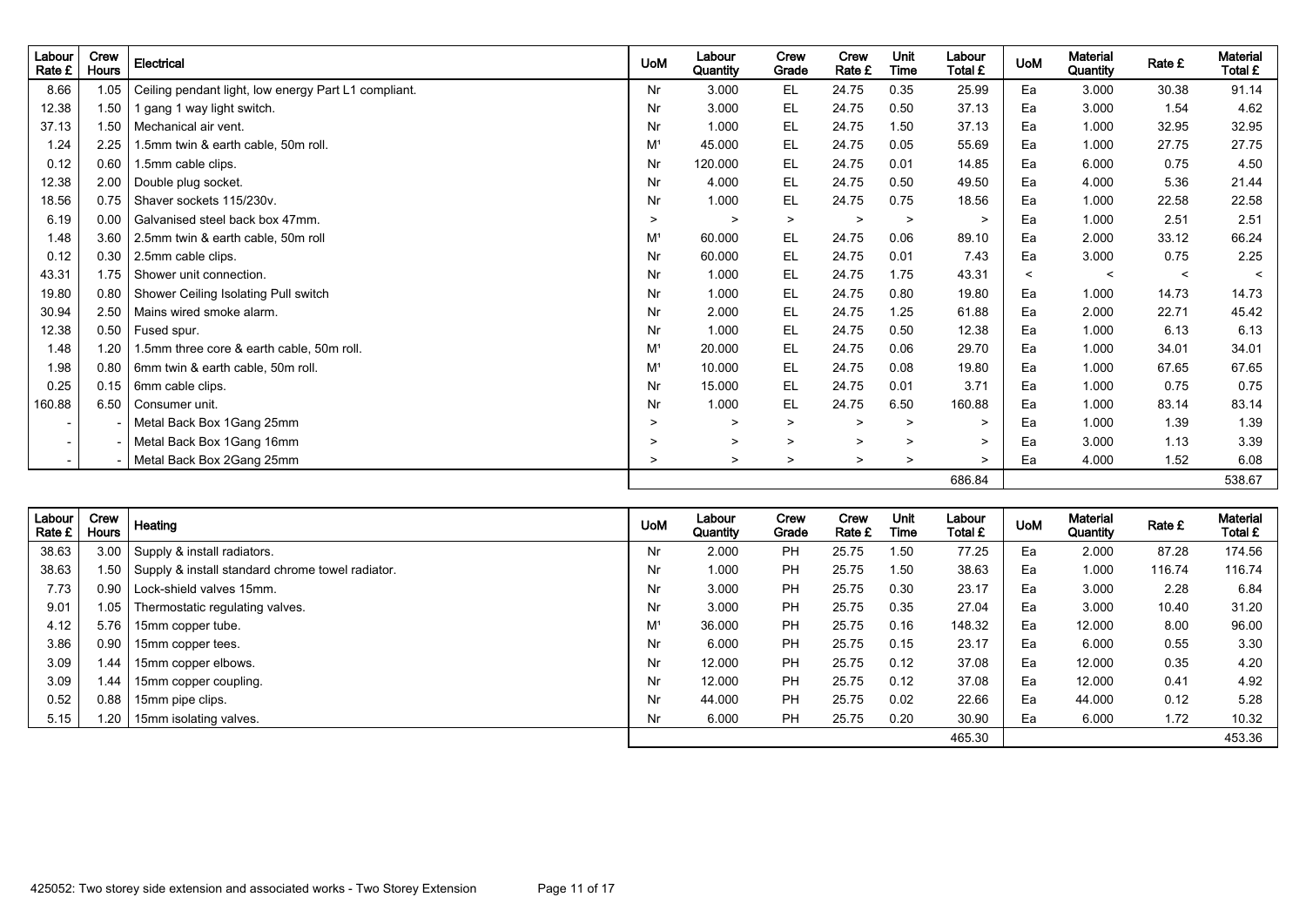| Labour Rate £ | Crew Hours | Electrical | UoM | Labour Quantity | Crew Grade | Crew Rate £ | Unit Time | Labour Total £ | UoM | Material Quantity | Rate £ | Material Total £ |
|---|---|---|---|---|---|---|---|---|---|---|---|---|
| 8.66 | 1.05 | Ceiling pendant light, low energy Part L1 compliant. | Nr | 3.000 | EL | 24.75 | 0.35 | 25.99 | Ea | 3.000 | 30.38 | 91.14 |
| 12.38 | 1.50 | 1 gang 1 way light switch. | Nr | 3.000 | EL | 24.75 | 0.50 | 37.13 | Ea | 3.000 | 1.54 | 4.62 |
| 37.13 | 1.50 | Mechanical air vent. | Nr | 1.000 | EL | 24.75 | 1.50 | 37.13 | Ea | 1.000 | 32.95 | 32.95 |
| 1.24 | 2.25 | 1.5mm twin & earth cable, 50m roll. | M¹ | 45.000 | EL | 24.75 | 0.05 | 55.69 | Ea | 1.000 | 27.75 | 27.75 |
| 0.12 | 0.60 | 1.5mm cable clips. | Nr | 120.000 | EL | 24.75 | 0.01 | 14.85 | Ea | 6.000 | 0.75 | 4.50 |
| 12.38 | 2.00 | Double plug socket. | Nr | 4.000 | EL | 24.75 | 0.50 | 49.50 | Ea | 4.000 | 5.36 | 21.44 |
| 18.56 | 0.75 | Shaver sockets 115/230v. | Nr | 1.000 | EL | 24.75 | 0.75 | 18.56 | Ea | 1.000 | 22.58 | 22.58 |
| 6.19 | 0.00 | Galvanised steel back box 47mm. | > | > | > | > | > | > | Ea | 1.000 | 2.51 | 2.51 |
| 1.48 | 3.60 | 2.5mm twin & earth cable, 50m roll | M¹ | 60.000 | EL | 24.75 | 0.06 | 89.10 | Ea | 2.000 | 33.12 | 66.24 |
| 0.12 | 0.30 | 2.5mm cable clips. | Nr | 60.000 | EL | 24.75 | 0.01 | 7.43 | Ea | 3.000 | 0.75 | 2.25 |
| 43.31 | 1.75 | Shower unit connection. | Nr | 1.000 | EL | 24.75 | 1.75 | 43.31 | < | < | < | < |
| 19.80 | 0.80 | Shower Ceiling Isolating Pull switch | Nr | 1.000 | EL | 24.75 | 0.80 | 19.80 | Ea | 1.000 | 14.73 | 14.73 |
| 30.94 | 2.50 | Mains wired smoke alarm. | Nr | 2.000 | EL | 24.75 | 1.25 | 61.88 | Ea | 2.000 | 22.71 | 45.42 |
| 12.38 | 0.50 | Fused spur. | Nr | 1.000 | EL | 24.75 | 0.50 | 12.38 | Ea | 1.000 | 6.13 | 6.13 |
| 1.48 | 1.20 | 1.5mm three core & earth cable, 50m roll. | M¹ | 20.000 | EL | 24.75 | 0.06 | 29.70 | Ea | 1.000 | 34.01 | 34.01 |
| 1.98 | 0.80 | 6mm twin & earth cable, 50m roll. | M¹ | 10.000 | EL | 24.75 | 0.08 | 19.80 | Ea | 1.000 | 67.65 | 67.65 |
| 0.25 | 0.15 | 6mm cable clips. | Nr | 15.000 | EL | 24.75 | 0.01 | 3.71 | Ea | 1.000 | 0.75 | 0.75 |
| 160.88 | 6.50 | Consumer unit. | Nr | 1.000 | EL | 24.75 | 6.50 | 160.88 | Ea | 1.000 | 83.14 | 83.14 |
| - | - | Metal Back Box 1Gang 25mm | > | > | > | > | > | > | Ea | 1.000 | 1.39 | 1.39 |
| - | - | Metal Back Box 1Gang 16mm | > | > | > | > | > | > | Ea | 3.000 | 1.13 | 3.39 |
| - | - | Metal Back Box 2Gang 25mm | > | > | > | > | > | > | Ea | 4.000 | 1.52 | 6.08 |
| | | | | | | | | 686.84 | | | | 538.67 |

| Labour Rate £ | Crew Hours | Heating | UoM | Labour Quantity | Crew Grade | Crew Rate £ | Unit Time | Labour Total £ | UoM | Material Quantity | Rate £ | Material Total £ |
|---|---|---|---|---|---|---|---|---|---|---|---|---|
| 38.63 | 3.00 | Supply & install radiators. | Nr | 2.000 | PH | 25.75 | 1.50 | 77.25 | Ea | 2.000 | 87.28 | 174.56 |
| 38.63 | 1.50 | Supply & install standard chrome towel radiator. | Nr | 1.000 | PH | 25.75 | 1.50 | 38.63 | Ea | 1.000 | 116.74 | 116.74 |
| 7.73 | 0.90 | Lock-shield valves 15mm. | Nr | 3.000 | PH | 25.75 | 0.30 | 23.17 | Ea | 3.000 | 2.28 | 6.84 |
| 9.01 | 1.05 | Thermostatic regulating valves. | Nr | 3.000 | PH | 25.75 | 0.35 | 27.04 | Ea | 3.000 | 10.40 | 31.20 |
| 4.12 | 5.76 | 15mm copper tube. | M¹ | 36.000 | PH | 25.75 | 0.16 | 148.32 | Ea | 12.000 | 8.00 | 96.00 |
| 3.86 | 0.90 | 15mm copper tees. | Nr | 6.000 | PH | 25.75 | 0.15 | 23.17 | Ea | 6.000 | 0.55 | 3.30 |
| 3.09 | 1.44 | 15mm copper elbows. | Nr | 12.000 | PH | 25.75 | 0.12 | 37.08 | Ea | 12.000 | 0.35 | 4.20 |
| 3.09 | 1.44 | 15mm copper coupling. | Nr | 12.000 | PH | 25.75 | 0.12 | 37.08 | Ea | 12.000 | 0.41 | 4.92 |
| 0.52 | 0.88 | 15mm pipe clips. | Nr | 44.000 | PH | 25.75 | 0.02 | 22.66 | Ea | 44.000 | 0.12 | 5.28 |
| 5.15 | 1.20 | 15mm isolating valves. | Nr | 6.000 | PH | 25.75 | 0.20 | 30.90 | Ea | 6.000 | 1.72 | 10.32 |
| | | | | | | | | 465.30 | | | | 453.36 |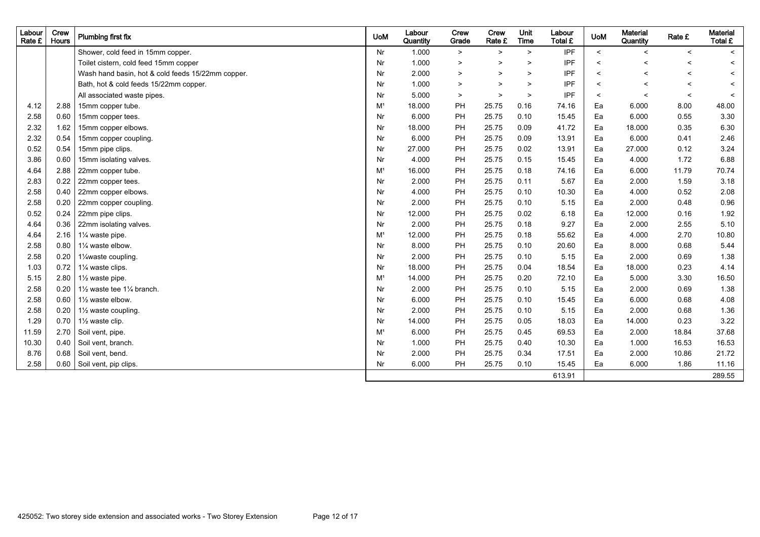| Labour Rate £ | Crew Hours | Plumbing first fix | UoM | Labour Quantity | Crew Grade | Crew Rate £ | Unit Time | Labour Total £ | UoM | Material Quantity | Rate £ | Material Total £ |
|---|---|---|---|---|---|---|---|---|---|---|---|---|
| | | Shower, cold feed in 15mm copper. | Nr | 1.000 | > | > | > | IPF | < | < | < | < |
| | | Toilet cistern, cold feed 15mm copper | Nr | 1.000 | > | > | > | IPF | < | < | < | < |
| | | Wash hand basin, hot & cold feeds 15/22mm copper. | Nr | 2.000 | > | > | > | IPF | < | < | < | < |
| | | Bath, hot & cold feeds 15/22mm copper. | Nr | 1.000 | > | > | > | IPF | < | < | < | < |
| | | All associated waste pipes. | Nr | 5.000 | > | > | > | IPF | < | < | < | < |
| 4.12 | 2.88 | 15mm copper tube. | M¹ | 18.000 | PH | 25.75 | 0.16 | 74.16 | Ea | 6.000 | 8.00 | 48.00 |
| 2.58 | 0.60 | 15mm copper tees. | Nr | 6.000 | PH | 25.75 | 0.10 | 15.45 | Ea | 6.000 | 0.55 | 3.30 |
| 2.32 | 1.62 | 15mm copper elbows. | Nr | 18.000 | PH | 25.75 | 0.09 | 41.72 | Ea | 18.000 | 0.35 | 6.30 |
| 2.32 | 0.54 | 15mm copper coupling. | Nr | 6.000 | PH | 25.75 | 0.09 | 13.91 | Ea | 6.000 | 0.41 | 2.46 |
| 0.52 | 0.54 | 15mm pipe clips. | Nr | 27.000 | PH | 25.75 | 0.02 | 13.91 | Ea | 27.000 | 0.12 | 3.24 |
| 3.86 | 0.60 | 15mm isolating valves. | Nr | 4.000 | PH | 25.75 | 0.15 | 15.45 | Ea | 4.000 | 1.72 | 6.88 |
| 4.64 | 2.88 | 22mm copper tube. | M¹ | 16.000 | PH | 25.75 | 0.18 | 74.16 | Ea | 6.000 | 11.79 | 70.74 |
| 2.83 | 0.22 | 22mm copper tees. | Nr | 2.000 | PH | 25.75 | 0.11 | 5.67 | Ea | 2.000 | 1.59 | 3.18 |
| 2.58 | 0.40 | 22mm copper elbows. | Nr | 4.000 | PH | 25.75 | 0.10 | 10.30 | Ea | 4.000 | 0.52 | 2.08 |
| 2.58 | 0.20 | 22mm copper coupling. | Nr | 2.000 | PH | 25.75 | 0.10 | 5.15 | Ea | 2.000 | 0.48 | 0.96 |
| 0.52 | 0.24 | 22mm pipe clips. | Nr | 12.000 | PH | 25.75 | 0.02 | 6.18 | Ea | 12.000 | 0.16 | 1.92 |
| 4.64 | 0.36 | 22mm isolating valves. | Nr | 2.000 | PH | 25.75 | 0.18 | 9.27 | Ea | 2.000 | 2.55 | 5.10 |
| 4.64 | 2.16 | 1¼ waste pipe. | M¹ | 12.000 | PH | 25.75 | 0.18 | 55.62 | Ea | 4.000 | 2.70 | 10.80 |
| 2.58 | 0.80 | 1¼ waste elbow. | Nr | 8.000 | PH | 25.75 | 0.10 | 20.60 | Ea | 8.000 | 0.68 | 5.44 |
| 2.58 | 0.20 | 1¼waste coupling. | Nr | 2.000 | PH | 25.75 | 0.10 | 5.15 | Ea | 2.000 | 0.69 | 1.38 |
| 1.03 | 0.72 | 1¼ waste clips. | Nr | 18.000 | PH | 25.75 | 0.04 | 18.54 | Ea | 18.000 | 0.23 | 4.14 |
| 5.15 | 2.80 | 1½ waste pipe. | M¹ | 14.000 | PH | 25.75 | 0.20 | 72.10 | Ea | 5.000 | 3.30 | 16.50 |
| 2.58 | 0.20 | 1½ waste tee 1¼ branch. | Nr | 2.000 | PH | 25.75 | 0.10 | 5.15 | Ea | 2.000 | 0.69 | 1.38 |
| 2.58 | 0.60 | 1½ waste elbow. | Nr | 6.000 | PH | 25.75 | 0.10 | 15.45 | Ea | 6.000 | 0.68 | 4.08 |
| 2.58 | 0.20 | 1½ waste coupling. | Nr | 2.000 | PH | 25.75 | 0.10 | 5.15 | Ea | 2.000 | 0.68 | 1.36 |
| 1.29 | 0.70 | 1½ waste clip. | Nr | 14.000 | PH | 25.75 | 0.05 | 18.03 | Ea | 14.000 | 0.23 | 3.22 |
| 11.59 | 2.70 | Soil vent, pipe. | M¹ | 6.000 | PH | 25.75 | 0.45 | 69.53 | Ea | 2.000 | 18.84 | 37.68 |
| 10.30 | 0.40 | Soil vent, branch. | Nr | 1.000 | PH | 25.75 | 0.40 | 10.30 | Ea | 1.000 | 16.53 | 16.53 |
| 8.76 | 0.68 | Soil vent, bend. | Nr | 2.000 | PH | 25.75 | 0.34 | 17.51 | Ea | 2.000 | 10.86 | 21.72 |
| 2.58 | 0.60 | Soil vent, pip clips. | Nr | 6.000 | PH | 25.75 | 0.10 | 15.45 | Ea | 6.000 | 1.86 | 11.16 |
| | | | | | | | | 613.91 | | | | 289.55 |

425052: Two storey side extension and associated works - Two Storey Extension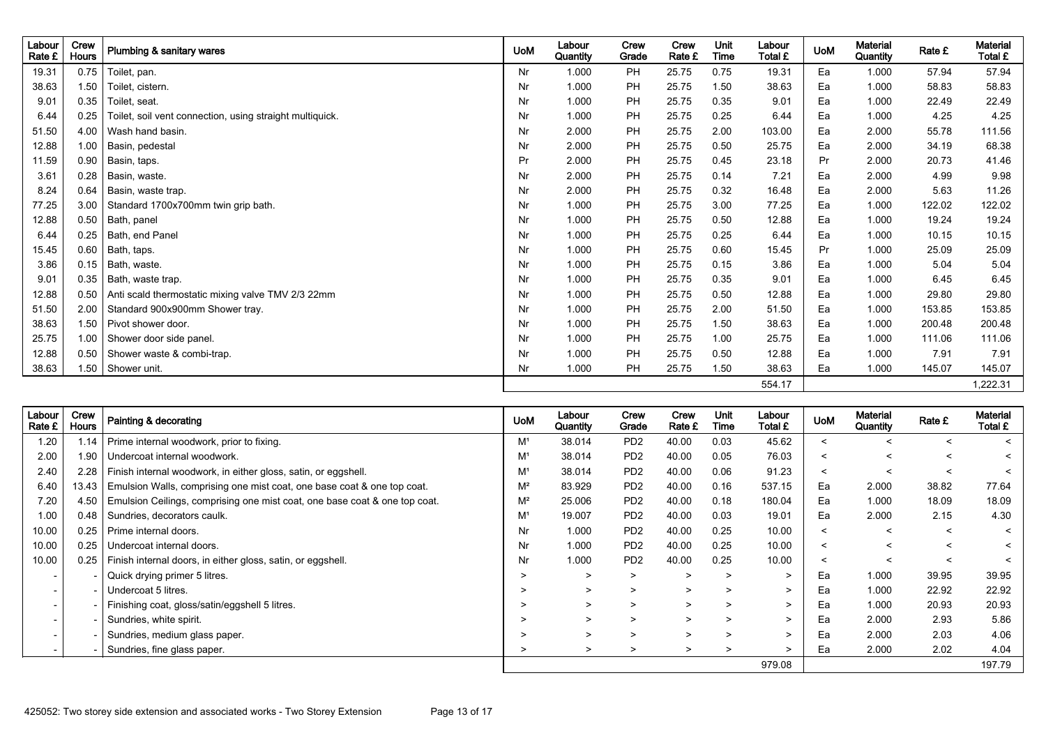| Labour Rate £ | Crew Hours | Plumbing & sanitary wares | UoM | Labour Quantity | Crew Grade | Crew Rate £ | Unit Time | Labour Total £ | UoM | Material Quantity | Rate £ | Material Total £ |
|---|---|---|---|---|---|---|---|---|---|---|---|---|
| 19.31 | 0.75 | Toilet, pan. | Nr | 1.000 | PH | 25.75 | 0.75 | 19.31 | Ea | 1.000 | 57.94 | 57.94 |
| 38.63 | 1.50 | Toilet, cistern. | Nr | 1.000 | PH | 25.75 | 1.50 | 38.63 | Ea | 1.000 | 58.83 | 58.83 |
| 9.01 | 0.35 | Toilet, seat. | Nr | 1.000 | PH | 25.75 | 0.35 | 9.01 | Ea | 1.000 | 22.49 | 22.49 |
| 6.44 | 0.25 | Toilet, soil vent connection, using straight multiquick. | Nr | 1.000 | PH | 25.75 | 0.25 | 6.44 | Ea | 1.000 | 4.25 | 4.25 |
| 51.50 | 4.00 | Wash hand basin. | Nr | 2.000 | PH | 25.75 | 2.00 | 103.00 | Ea | 2.000 | 55.78 | 111.56 |
| 12.88 | 1.00 | Basin, pedestal | Nr | 2.000 | PH | 25.75 | 0.50 | 25.75 | Ea | 2.000 | 34.19 | 68.38 |
| 11.59 | 0.90 | Basin, taps. | Pr | 2.000 | PH | 25.75 | 0.45 | 23.18 | Pr | 2.000 | 20.73 | 41.46 |
| 3.61 | 0.28 | Basin, waste. | Nr | 2.000 | PH | 25.75 | 0.14 | 7.21 | Ea | 2.000 | 4.99 | 9.98 |
| 8.24 | 0.64 | Basin, waste trap. | Nr | 2.000 | PH | 25.75 | 0.32 | 16.48 | Ea | 2.000 | 5.63 | 11.26 |
| 77.25 | 3.00 | Standard 1700x700mm twin grip bath. | Nr | 1.000 | PH | 25.75 | 3.00 | 77.25 | Ea | 1.000 | 122.02 | 122.02 |
| 12.88 | 0.50 | Bath, panel | Nr | 1.000 | PH | 25.75 | 0.50 | 12.88 | Ea | 1.000 | 19.24 | 19.24 |
| 6.44 | 0.25 | Bath, end Panel | Nr | 1.000 | PH | 25.75 | 0.25 | 6.44 | Ea | 1.000 | 10.15 | 10.15 |
| 15.45 | 0.60 | Bath, taps. | Nr | 1.000 | PH | 25.75 | 0.60 | 15.45 | Pr | 1.000 | 25.09 | 25.09 |
| 3.86 | 0.15 | Bath, waste. | Nr | 1.000 | PH | 25.75 | 0.15 | 3.86 | Ea | 1.000 | 5.04 | 5.04 |
| 9.01 | 0.35 | Bath, waste trap. | Nr | 1.000 | PH | 25.75 | 0.35 | 9.01 | Ea | 1.000 | 6.45 | 6.45 |
| 12.88 | 0.50 | Anti scald thermostatic mixing valve TMV 2/3 22mm | Nr | 1.000 | PH | 25.75 | 0.50 | 12.88 | Ea | 1.000 | 29.80 | 29.80 |
| 51.50 | 2.00 | Standard 900x900mm Shower tray. | Nr | 1.000 | PH | 25.75 | 2.00 | 51.50 | Ea | 1.000 | 153.85 | 153.85 |
| 38.63 | 1.50 | Pivot shower door. | Nr | 1.000 | PH | 25.75 | 1.50 | 38.63 | Ea | 1.000 | 200.48 | 200.48 |
| 25.75 | 1.00 | Shower door side panel. | Nr | 1.000 | PH | 25.75 | 1.00 | 25.75 | Ea | 1.000 | 111.06 | 111.06 |
| 12.88 | 0.50 | Shower waste & combi-trap. | Nr | 1.000 | PH | 25.75 | 0.50 | 12.88 | Ea | 1.000 | 7.91 | 7.91 |
| 38.63 | 1.50 | Shower unit. | Nr | 1.000 | PH | 25.75 | 1.50 | 38.63 | Ea | 1.000 | 145.07 | 145.07 |
| | | | | | | | | 554.17 | | | | 1,222.31 |

| Labour Rate £ | Crew Hours | Painting & decorating | UoM | Labour Quantity | Crew Grade | Crew Rate £ | Unit Time | Labour Total £ | UoM | Material Quantity | Rate £ | Material Total £ |
|---|---|---|---|---|---|---|---|---|---|---|---|---|
| 1.20 | 1.14 | Prime internal woodwork, prior to fixing. | M¹ | 38.014 | PD2 | 40.00 | 0.03 | 45.62 | < | < | < | < |
| 2.00 | 1.90 | Undercoat internal woodwork. | M¹ | 38.014 | PD2 | 40.00 | 0.05 | 76.03 | < | < | < | < |
| 2.40 | 2.28 | Finish internal woodwork, in either gloss, satin, or eggshell. | M¹ | 38.014 | PD2 | 40.00 | 0.06 | 91.23 | < | < | < | < |
| 6.40 | 13.43 | Emulsion Walls, comprising one mist coat, one base coat & one top coat. | M² | 83.929 | PD2 | 40.00 | 0.16 | 537.15 | Ea | 2.000 | 38.82 | 77.64 |
| 7.20 | 4.50 | Emulsion Ceilings, comprising one mist coat, one base coat & one top coat. | M² | 25.006 | PD2 | 40.00 | 0.18 | 180.04 | Ea | 1.000 | 18.09 | 18.09 |
| 1.00 | 0.48 | Sundries, decorators caulk. | M¹ | 19.007 | PD2 | 40.00 | 0.03 | 19.01 | Ea | 2.000 | 2.15 | 4.30 |
| 10.00 | 0.25 | Prime internal doors. | Nr | 1.000 | PD2 | 40.00 | 0.25 | 10.00 | < | < | < | < |
| 10.00 | 0.25 | Undercoat internal doors. | Nr | 1.000 | PD2 | 40.00 | 0.25 | 10.00 | < | < | < | < |
| 10.00 | 0.25 | Finish internal doors, in either gloss, satin, or eggshell. | Nr | 1.000 | PD2 | 40.00 | 0.25 | 10.00 | < | < | < | < |
| - | - | Quick drying primer 5 litres. | > | > | > | > | > | > | Ea | 1.000 | 39.95 | 39.95 |
| - | - | Undercoat 5 litres. | > | > | > | > | > | > | Ea | 1.000 | 22.92 | 22.92 |
| - | - | Finishing coat, gloss/satin/eggshell 5 litres. | > | > | > | > | > | > | Ea | 1.000 | 20.93 | 20.93 |
| - | - | Sundries, white spirit. | > | > | > | > | > | > | Ea | 2.000 | 2.93 | 5.86 |
| - | - | Sundries, medium glass paper. | > | > | > | > | > | > | Ea | 2.000 | 2.03 | 4.06 |
| - | - | Sundries, fine glass paper. | > | > | > | > | > | > | Ea | 2.000 | 2.02 | 4.04 |
| | | | | | | | | 979.08 | | | | 197.79 |

425052: Two storey side extension and associated works - Two Storey Extension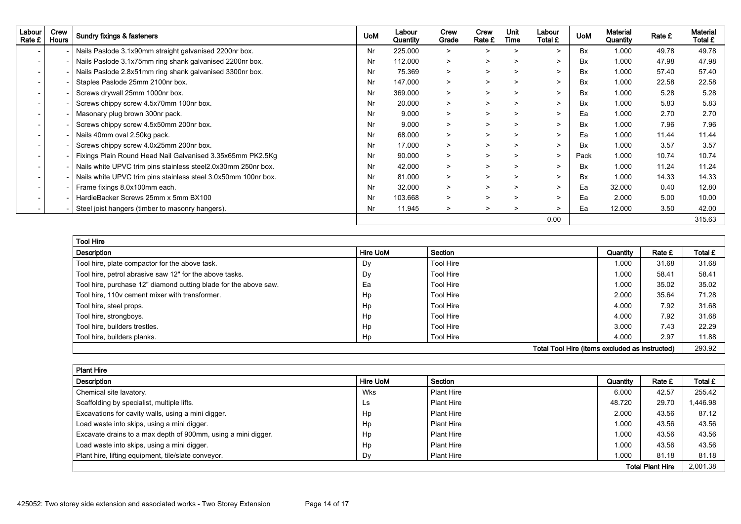| Labour Rate £ | Crew Hours | Sundry fixings & fasteners | UoM | Labour Quantity | Crew Grade | Crew Rate £ | Unit Time | Labour Total £ | UoM | Material Quantity | Rate £ | Material Total £ |
|---|---|---|---|---|---|---|---|---|---|---|---|---|
| - | - | Nails Paslode 3.1x90mm straight galvanised 2200nr box. | Nr | 225.000 | > | > | > | > | Bx | 1.000 | 49.78 | 49.78 |
| - | - | Nails Paslode 3.1x75mm ring shank galvanised 2200nr box. | Nr | 112.000 | > | > | > | > | Bx | 1.000 | 47.98 | 47.98 |
| - | - | Nails Paslode 2.8x51mm ring shank galvanised 3300nr box. | Nr | 75.369 | > | > | > | > | Bx | 1.000 | 57.40 | 57.40 |
| - | - | Staples Paslode 25mm 2100nr box. | Nr | 147.000 | > | > | > | > | Bx | 1.000 | 22.58 | 22.58 |
| - | - | Screws drywall 25mm 1000nr box. | Nr | 369.000 | > | > | > | > | Bx | 1.000 | 5.28 | 5.28 |
| - | - | Screws chippy screw 4.5x70mm 100nr box. | Nr | 20.000 | > | > | > | > | Bx | 1.000 | 5.83 | 5.83 |
| - | - | Masonary plug brown 300nr pack. | Nr | 9.000 | > | > | > | > | Ea | 1.000 | 2.70 | 2.70 |
| - | - | Screws chippy screw 4.5x50mm 200nr box. | Nr | 9.000 | > | > | > | > | Bx | 1.000 | 7.96 | 7.96 |
| - | - | Nails 40mm oval 2.50kg pack. | Nr | 68.000 | > | > | > | > | Ea | 1.000 | 11.44 | 11.44 |
| - | - | Screws chippy screw 4.0x25mm 200nr box. | Nr | 17.000 | > | > | > | > | Bx | 1.000 | 3.57 | 3.57 |
| - | - | Fixings Plain Round Head Nail Galvanised 3.35x65mm PK2.5Kg | Nr | 90.000 | > | > | > | > | Pack | 1.000 | 10.74 | 10.74 |
| - | - | Nails white UPVC trim pins stainless steel2.0x30mm 250nr box. | Nr | 42.000 | > | > | > | > | Bx | 1.000 | 11.24 | 11.24 |
| - | - | Nails white UPVC trim pins stainless steel 3.0x50mm 100nr box. | Nr | 81.000 | > | > | > | > | Bx | 1.000 | 14.33 | 14.33 |
| - | - | Frame fixings 8.0x100mm each. | Nr | 32.000 | > | > | > | > | Ea | 32.000 | 0.40 | 12.80 |
| - | - | HardieBacker Screws 25mm x 5mm BX100 | Nr | 103.668 | > | > | > | > | Ea | 2.000 | 5.00 | 10.00 |
| - | - | Steel joist hangers (timber to masonry hangers). | Nr | 11.945 | > | > | > | > | Ea | 12.000 | 3.50 | 42.00 |
| | | | | | | | | 0.00 | | | | 315.63 |

| Tool Hire | | | | | |
|---|---|---|---|---|---|
| **Description** | **Hire UoM** | **Section** | **Quantity** | **Rate £** | **Total £** |
| Tool hire, plate compactor for the above task. | Dy | Tool Hire | 1.000 | 31.68 | 31.68 |
| Tool hire, petrol abrasive saw 12" for the above tasks. | Dy | Tool Hire | 1.000 | 58.41 | 58.41 |
| Tool hire, purchase 12" diamond cutting blade for the above saw. | Ea | Tool Hire | 1.000 | 35.02 | 35.02 |
| Tool hire, 110v cement mixer with transformer. | Hp | Tool Hire | 2.000 | 35.64 | 71.28 |
| Tool hire, steel props. | Hp | Tool Hire | 4.000 | 7.92 | 31.68 |
| Tool hire, strongboys. | Hp | Tool Hire | 4.000 | 7.92 | 31.68 |
| Tool hire, builders trestles. | Hp | Tool Hire | 3.000 | 7.43 | 22.29 |
| Tool hire, builders planks. | Hp | Tool Hire | 4.000 | 2.97 | 11.88 |
| | | | **Total Tool Hire (items excluded as instructed)** | | 293.92 |

| Plant Hire | | | | | |
|---|---|---|---|---|---|
| **Description** | **Hire UoM** | **Section** | **Quantity** | **Rate £** | **Total £** |
| Chemical site lavatory. | Wks | Plant Hire | 6.000 | 42.57 | 255.42 |
| Scaffolding by specialist, multiple lifts. | Ls | Plant Hire | 48.720 | 29.70 | 1,446.98 |
| Excavations for cavity walls, using a mini digger. | Hp | Plant Hire | 2.000 | 43.56 | 87.12 |
| Load waste into skips, using a mini digger. | Hp | Plant Hire | 1.000 | 43.56 | 43.56 |
| Excavate drains to a max depth of 900mm, using a mini digger. | Hp | Plant Hire | 1.000 | 43.56 | 43.56 |
| Load waste into skips, using a mini digger. | Hp | Plant Hire | 1.000 | 43.56 | 43.56 |
| Plant hire, lifting equipment, tile/slate conveyor. | Dy | Plant Hire | 1.000 | 81.18 | 81.18 |
| | | | | **Total Plant Hire** | 2,001.38 |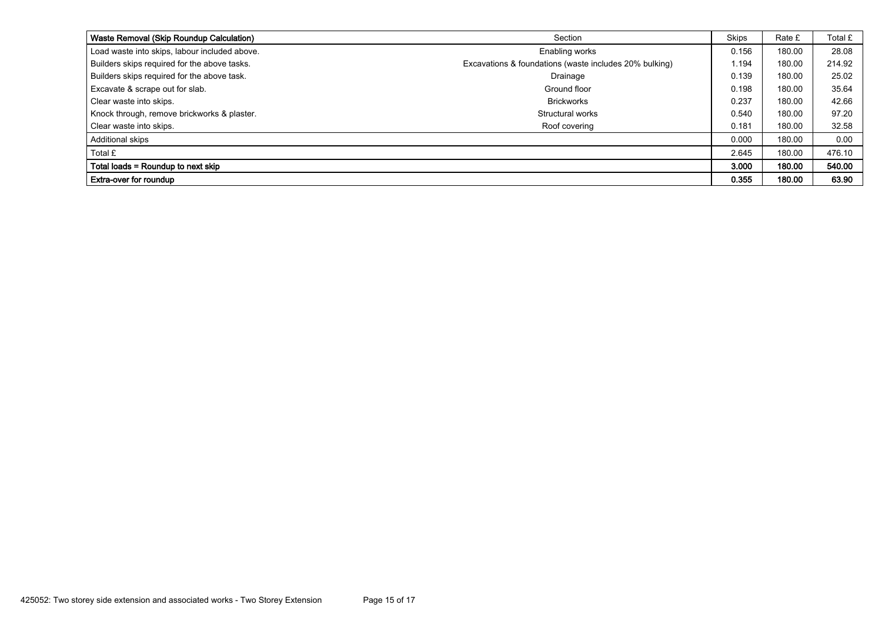| **Waste Removal (Skip Roundup Calculation)** | Section | Skips | Rate £ | Total £ |
| --- | --- | --- | --- | --- |
| Load waste into skips, labour included above. | Enabling works | 0.156 | 180.00 | 28.08 |
| Builders skips required for the above tasks. | Excavations & foundations (waste includes 20% bulking) | 1.194 | 180.00 | 214.92 |
| Builders skips required for the above task. | Drainage | 0.139 | 180.00 | 25.02 |
| Excavate & scrape out for slab. | Ground floor | 0.198 | 180.00 | 35.64 |
| Clear waste into skips. | Brickworks | 0.237 | 180.00 | 42.66 |
| Knock through, remove brickworks & plaster. | Structural works | 0.540 | 180.00 | 97.20 |
| Clear waste into skips. | Roof covering | 0.181 | 180.00 | 32.58 |
| Additional skips | | 0.000 | 180.00 | 0.00 |
| Total £ | | 2.645 | 180.00 | 476.10 |
| **Total loads = Roundup to next skip** | | **3.000** | **180.00** | **540.00** |
| **Extra-over for roundup** | | **0.355** | **180.00** | **63.90** |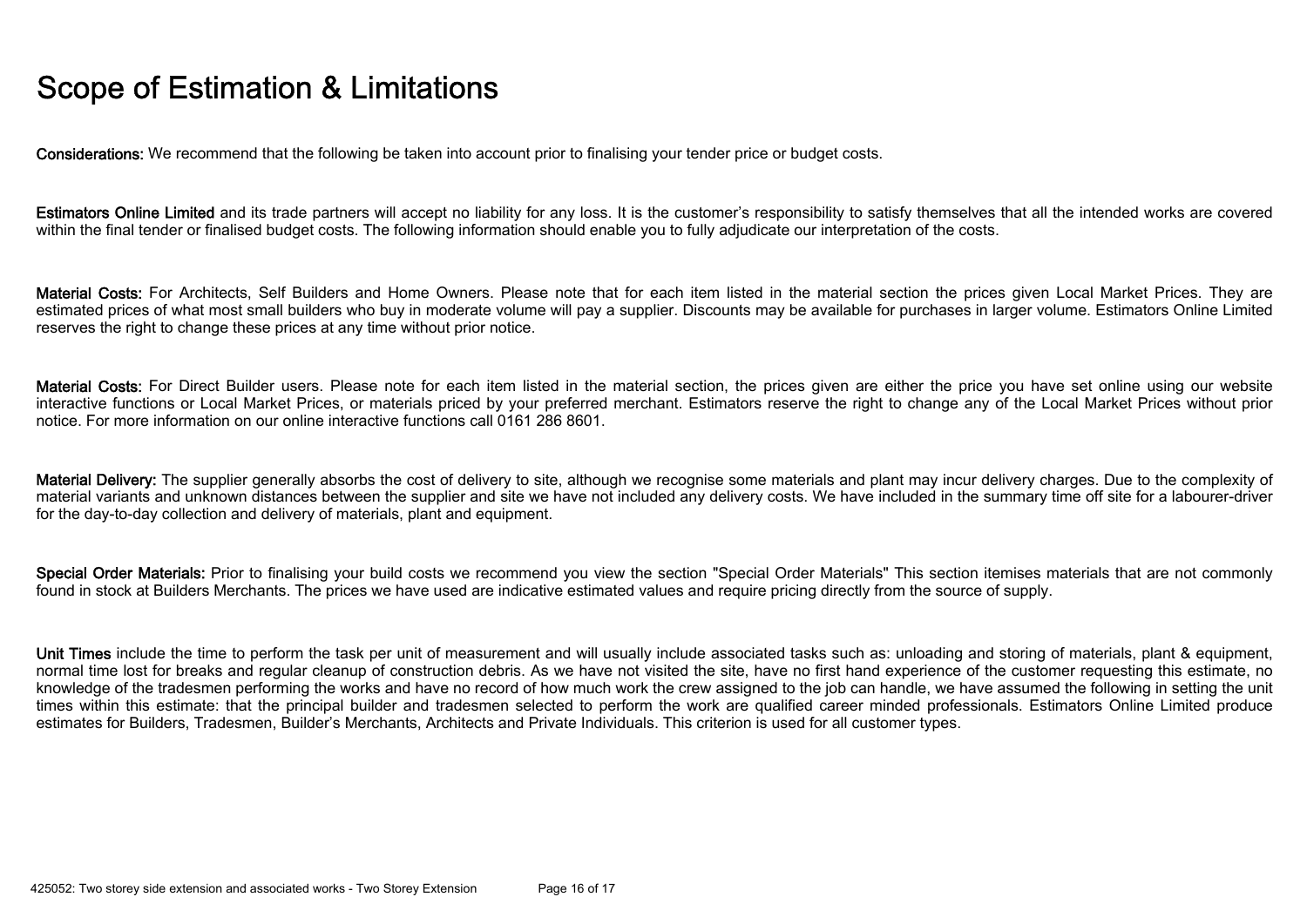# Scope of Estimation & Limitations

**Considerations:** We recommend that the following be taken into account prior to finalising your tender price or budget costs.

**Estimators Online Limited** and its trade partners will accept no liability for any loss. It is the customer's responsibility to satisfy themselves that all the intended works are covered within the final tender or finalised budget costs. The following information should enable you to fully adjudicate our interpretation of the costs.

**Material Costs:** For Architects, Self Builders and Home Owners. Please note that for each item listed in the material section the prices given Local Market Prices. They are estimated prices of what most small builders who buy in moderate volume will pay a supplier. Discounts may be available for purchases in larger volume. Estimators Online Limited reserves the right to change these prices at any time without prior notice.

**Material Costs:** For Direct Builder users. Please note for each item listed in the material section, the prices given are either the price you have set online using our website interactive functions or Local Market Prices, or materials priced by your preferred merchant. Estimators reserve the right to change any of the Local Market Prices without prior notice. For more information on our online interactive functions call 0161 286 8601.

**Material Delivery:** The supplier generally absorbs the cost of delivery to site, although we recognise some materials and plant may incur delivery charges. Due to the complexity of material variants and unknown distances between the supplier and site we have not included any delivery costs. We have included in the summary time off site for a labourer-driver for the day-to-day collection and delivery of materials, plant and equipment.

**Special Order Materials:** Prior to finalising your build costs we recommend you view the section "Special Order Materials" This section itemises materials that are not commonly found in stock at Builders Merchants. The prices we have used are indicative estimated values and require pricing directly from the source of supply.

**Unit Times** include the time to perform the task per unit of measurement and will usually include associated tasks such as: unloading and storing of materials, plant & equipment, normal time lost for breaks and regular cleanup of construction debris. As we have not visited the site, have no first hand experience of the customer requesting this estimate, no knowledge of the tradesmen performing the works and have no record of how much work the crew assigned to the job can handle, we have assumed the following in setting the unit times within this estimate: that the principal builder and tradesmen selected to perform the work are qualified career minded professionals. Estimators Online Limited produce estimates for Builders, Tradesmen, Builder's Merchants, Architects and Private Individuals. This criterion is used for all customer types.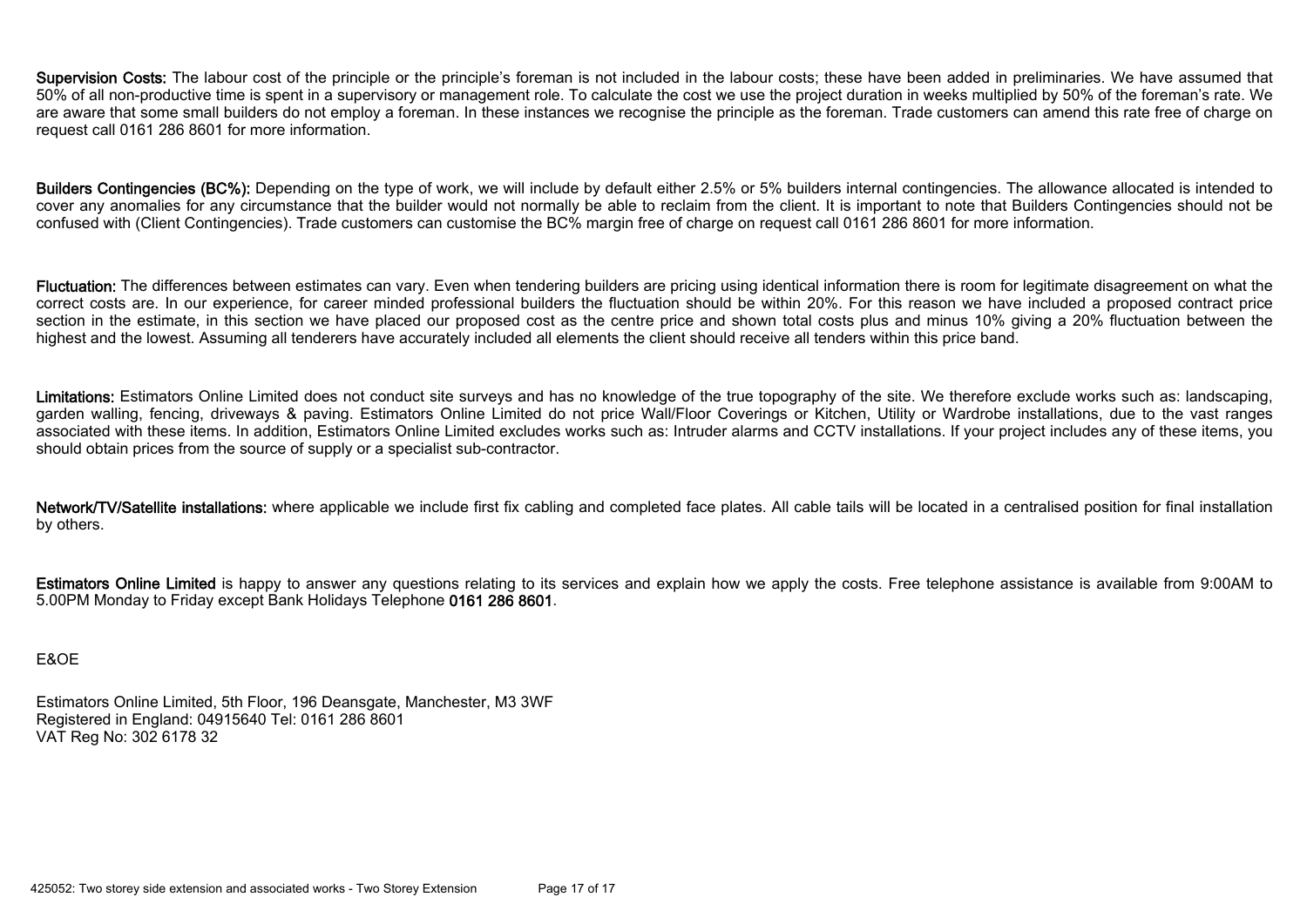**Supervision Costs:** The labour cost of the principle or the principle's foreman is not included in the labour costs; these have been added in preliminaries. We have assumed that 50% of all non-productive time is spent in a supervisory or management role. To calculate the cost we use the project duration in weeks multiplied by 50% of the foreman's rate. We are aware that some small builders do not employ a foreman. In these instances we recognise the principle as the foreman. Trade customers can amend this rate free of charge on request call 0161 286 8601 for more information.

**Builders Contingencies (BC%):** Depending on the type of work, we will include by default either 2.5% or 5% builders internal contingencies. The allowance allocated is intended to cover any anomalies for any circumstance that the builder would not normally be able to reclaim from the client. It is important to note that Builders Contingencies should not be confused with (Client Contingencies). Trade customers can customise the BC% margin free of charge on request call 0161 286 8601 for more information.

**Fluctuation:** The differences between estimates can vary. Even when tendering builders are pricing using identical information there is room for legitimate disagreement on what the correct costs are. In our experience, for career minded professional builders the fluctuation should be within 20%. For this reason we have included a proposed contract price section in the estimate, in this section we have placed our proposed cost as the centre price and shown total costs plus and minus 10% giving a 20% fluctuation between the highest and the lowest. Assuming all tenderers have accurately included all elements the client should receive all tenders within this price band.

**Limitations:** Estimators Online Limited does not conduct site surveys and has no knowledge of the true topography of the site. We therefore exclude works such as: landscaping, garden walling, fencing, driveways & paving. Estimators Online Limited do not price Wall/Floor Coverings or Kitchen, Utility or Wardrobe installations, due to the vast ranges associated with these items. In addition, Estimators Online Limited excludes works such as: Intruder alarms and CCTV installations. If your project includes any of these items, you should obtain prices from the source of supply or a specialist sub-contractor.

**Network/TV/Satellite installations:** where applicable we include first fix cabling and completed face plates. All cable tails will be located in a centralised position for final installation by others.

**Estimators Online Limited** is happy to answer any questions relating to its services and explain how we apply the costs. Free telephone assistance is available from 9:00AM to 5.00PM Monday to Friday except Bank Holidays Telephone **0161 286 8601**.

E&OE

Estimators Online Limited, 5th Floor, 196 Deansgate, Manchester, M3 3WF
Registered in England: 04915640 Tel: 0161 286 8601
VAT Reg No: 302 6178 32